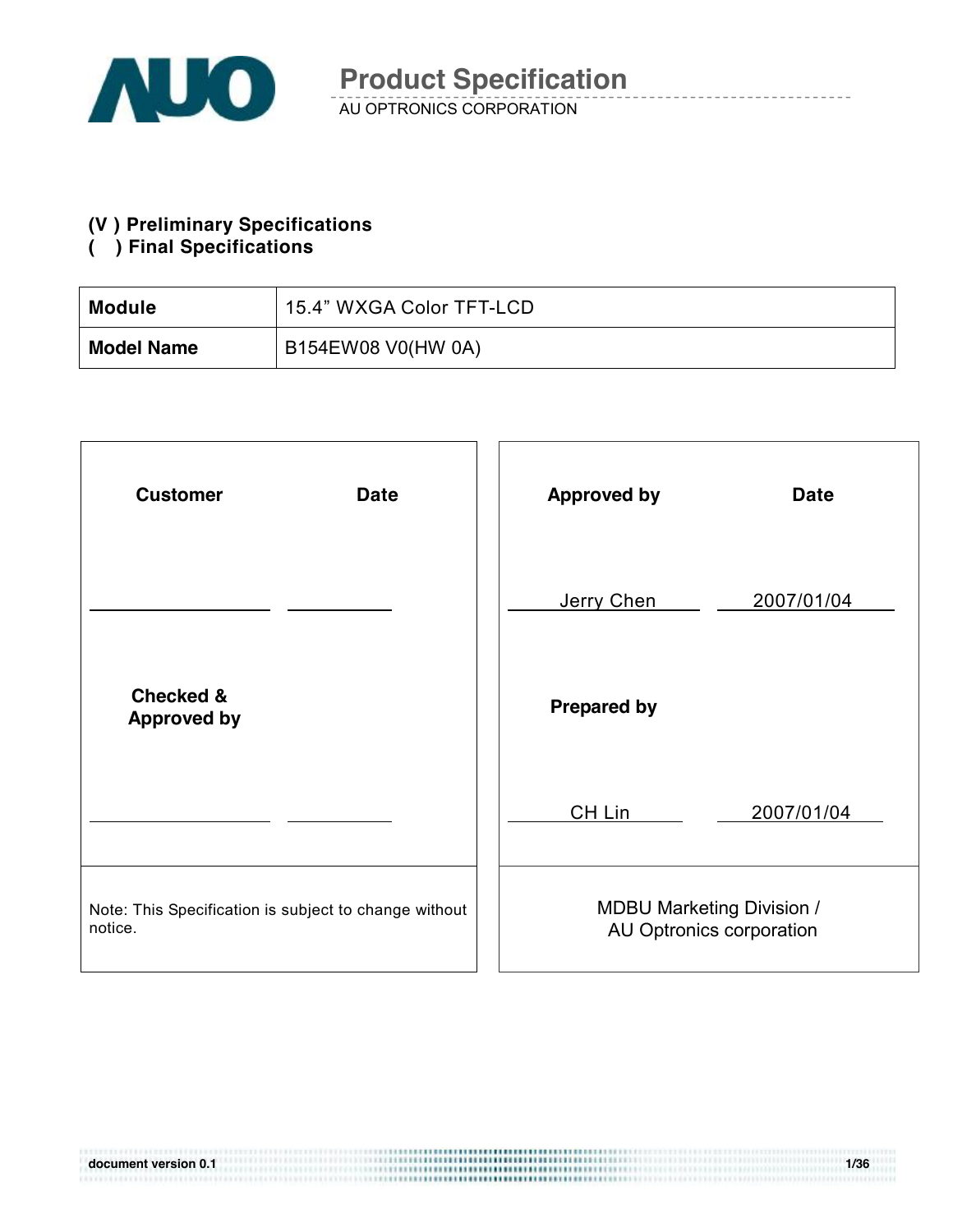# Product Specification

AU OPTRONICS CORPORATION

**(V ) Preliminary Specifications**
**(   ) Final Specifications**

| **Module** | 15.4” WXGA Color TFT-LCD |
|---|---|
| **Model Name** | B154EW08 V0(HW 0A) |

| **Customer** | **Date** | **Approved by** | **Date** |
|---|---|---|---|
| | | Jerry Chen | 2007/01/04 |
| **Checked & Approved by** | | **Prepared by** | |
| | | CH Lin | 2007/01/04 |
| Note: This Specification is subject to change without notice. | | MDBU Marketing Division / AU Optronics corporation | |

document version 0.1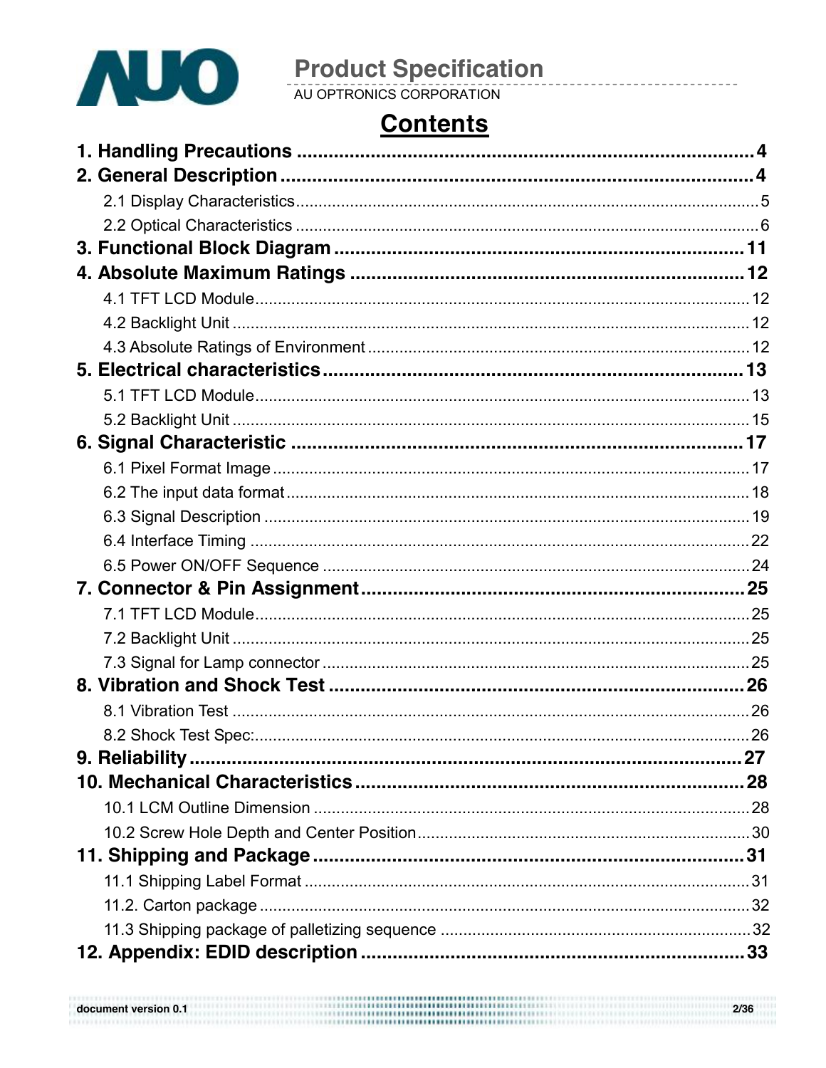# Contents

**1. Handling Precautions** .......... **4**

**2. General Description** .......... **4**

- 2.1 Display Characteristics .......... 5
- 2.2 Optical Characteristics .......... 6

**3. Functional Block Diagram** .......... **11**

**4. Absolute Maximum Ratings** .......... **12**

- 4.1 TFT LCD Module .......... 12
- 4.2 Backlight Unit .......... 12
- 4.3 Absolute Ratings of Environment .......... 12

**5. Electrical characteristics** .......... **13**

- 5.1 TFT LCD Module .......... 13
- 5.2 Backlight Unit .......... 15

**6. Signal Characteristic** .......... **17**

- 6.1 Pixel Format Image .......... 17
- 6.2 The input data format .......... 18
- 6.3 Signal Description .......... 19
- 6.4 Interface Timing .......... 22
- 6.5 Power ON/OFF Sequence .......... 24

**7. Connector & Pin Assignment** .......... **25**

- 7.1 TFT LCD Module .......... 25
- 7.2 Backlight Unit .......... 25
- 7.3 Signal for Lamp connector .......... 25

**8. Vibration and Shock Test** .......... **26**

- 8.1 Vibration Test .......... 26
- 8.2 Shock Test Spec: .......... 26

**9. Reliability** .......... **27**

**10. Mechanical Characteristics** .......... **28**

- 10.1 LCM Outline Dimension .......... 28
- 10.2 Screw Hole Depth and Center Position .......... 30

**11. Shipping and Package** .......... **31**

- 11.1 Shipping Label Format .......... 31
- 11.2. Carton package .......... 32
- 11.3 Shipping package of palletizing sequence .......... 32

**12. Appendix: EDID description** .......... **33**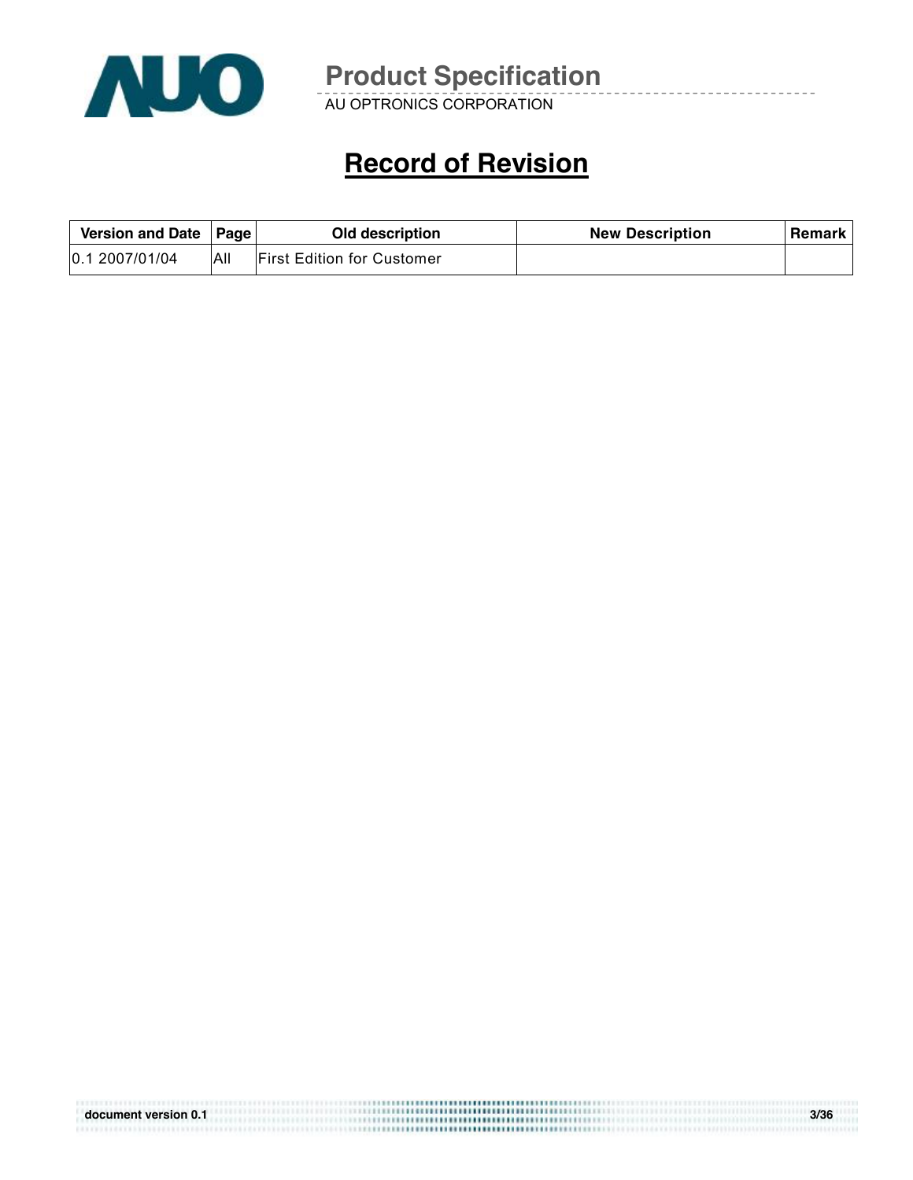# Record of Revision

| Version and Date | Page | Old description | New Description | Remark |
|---|---|---|---|---|
| 0.1 2007/01/04 | All | First Edition for Customer | | |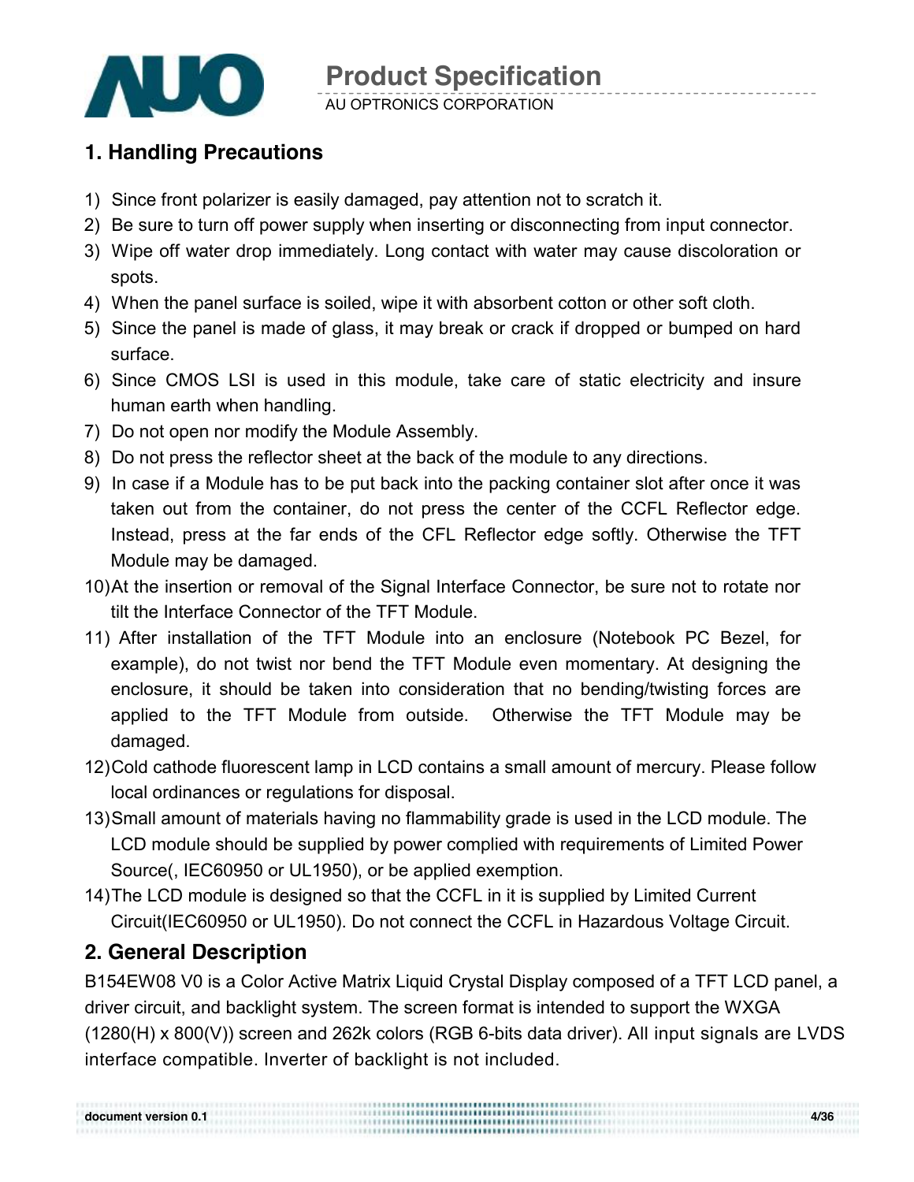## 1. Handling Precautions

1) Since front polarizer is easily damaged, pay attention not to scratch it.
2) Be sure to turn off power supply when inserting or disconnecting from input connector.
3) Wipe off water drop immediately. Long contact with water may cause discoloration or spots.
4) When the panel surface is soiled, wipe it with absorbent cotton or other soft cloth.
5) Since the panel is made of glass, it may break or crack if dropped or bumped on hard surface.
6) Since CMOS LSI is used in this module, take care of static electricity and insure human earth when handling.
7) Do not open nor modify the Module Assembly.
8) Do not press the reflector sheet at the back of the module to any directions.
9) In case if a Module has to be put back into the packing container slot after once it was taken out from the container, do not press the center of the CCFL Reflector edge. Instead, press at the far ends of the CFL Reflector edge softly. Otherwise the TFT Module may be damaged.
10) At the insertion or removal of the Signal Interface Connector, be sure not to rotate nor tilt the Interface Connector of the TFT Module.
11) After installation of the TFT Module into an enclosure (Notebook PC Bezel, for example), do not twist nor bend the TFT Module even momentary. At designing the enclosure, it should be taken into consideration that no bending/twisting forces are applied to the TFT Module from outside. Otherwise the TFT Module may be damaged.
12) Cold cathode fluorescent lamp in LCD contains a small amount of mercury. Please follow local ordinances or regulations for disposal.
13) Small amount of materials having no flammability grade is used in the LCD module. The LCD module should be supplied by power complied with requirements of Limited Power Source(, IEC60950 or UL1950), or be applied exemption.
14) The LCD module is designed so that the CCFL in it is supplied by Limited Current Circuit(IEC60950 or UL1950). Do not connect the CCFL in Hazardous Voltage Circuit.

## 2. General Description

B154EW08 V0 is a Color Active Matrix Liquid Crystal Display composed of a TFT LCD panel, a driver circuit, and backlight system. The screen format is intended to support the WXGA (1280(H) x 800(V)) screen and 262k colors (RGB 6-bits data driver). All input signals are LVDS interface compatible. Inverter of backlight is not included.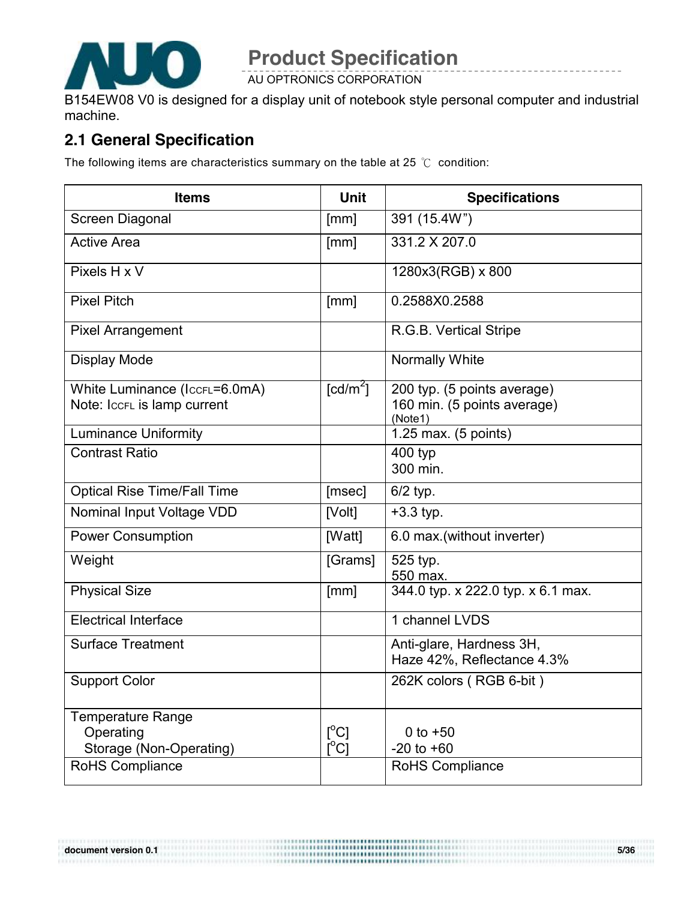B154EW08 V0 is designed for a display unit of notebook style personal computer and industrial machine.

## 2.1 General Specification

The following items are characteristics summary on the table at 25 ℃ condition:

| Items | Unit | Specifications |
|---|---|---|
| Screen Diagonal | [mm] | 391 (15.4W") |
| Active Area | [mm] | 331.2 X 207.0 |
| Pixels H x V | | 1280x3(RGB) x 800 |
| Pixel Pitch | [mm] | 0.2588X0.2588 |
| Pixel Arrangement | | R.G.B. Vertical Stripe |
| Display Mode | | Normally White |
| White Luminance ($I_{CCFL}$=6.0mA)<br>Note: $I_{CCFL}$ is lamp current | [cd/m$^2$] | 200 typ. (5 points average)<br>160 min. (5 points average)<br>(Note1) |
| Luminance Uniformity | | 1.25 max. (5 points) |
| Contrast Ratio | | 400 typ<br>300 min. |
| Optical Rise Time/Fall Time | [msec] | 6/2 typ. |
| Nominal Input Voltage VDD | [Volt] | +3.3 typ. |
| Power Consumption | [Watt] | 6.0 max.(without inverter) |
| Weight | [Grams] | 525 typ.<br>550 max. |
| Physical Size | [mm] | 344.0 typ. x 222.0 typ. x 6.1 max. |
| Electrical Interface | | 1 channel LVDS |
| Surface Treatment | | Anti-glare, Hardness 3H,<br>Haze 42%, Reflectance 4.3% |
| Support Color | | 262K colors ( RGB 6-bit ) |
| Temperature Range<br>Operating<br>Storage (Non-Operating) | <br>[$^o$C]<br>[$^o$C] | <br>0 to +50<br>-20 to +60 |
| RoHS Compliance | | RoHS Compliance |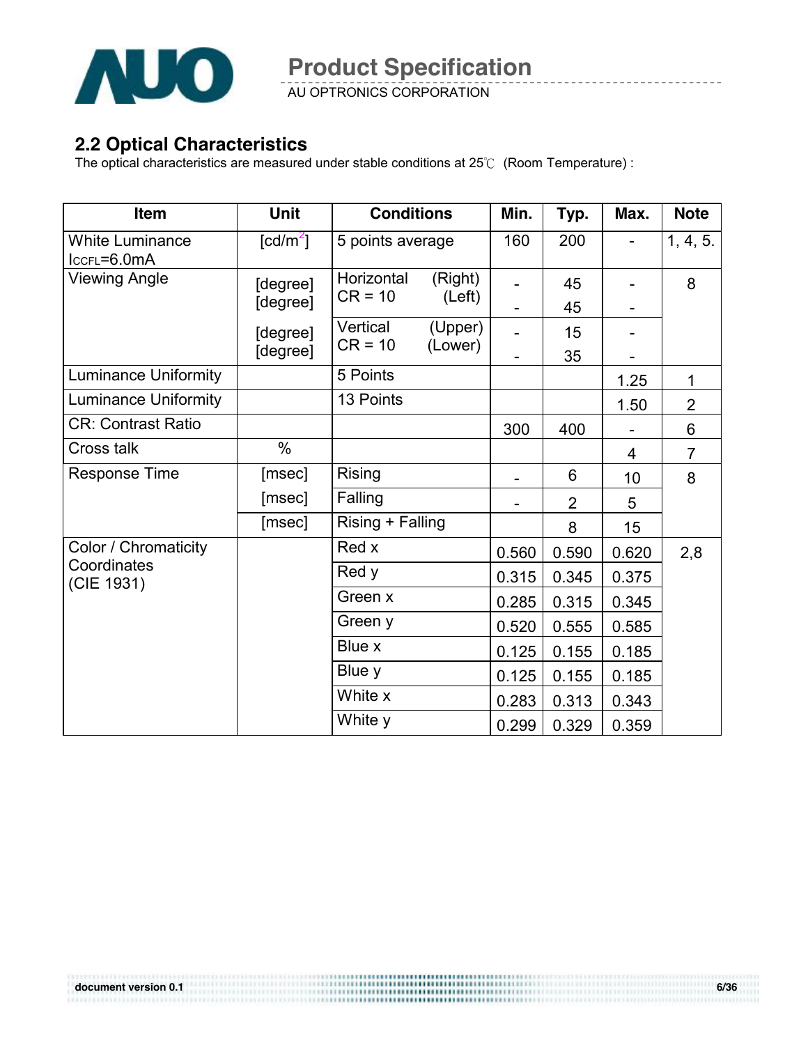## 2.2 Optical Characteristics

The optical characteristics are measured under stable conditions at 25℃ (Room Temperature) :

| Item | Unit | Conditions | | Min. | Typ. | Max. | Note |
|---|---|---|---|---|---|---|---|
| White Luminance $I_{CCFL}$=6.0mA | [cd/m[2]] | 5 points average | | 160 | 200 | - | 1, 4, 5. |
| Viewing Angle | [degree] | Horizontal CR = 10 | (Right) | - | 45 | - | 8 |
| | [degree] | | (Left) | - | 45 | - | |
| | [degree] | Vertical CR = 10 | (Upper) | - | 15 | - | |
| | [degree] | | (Lower) | - | 35 | - | |
| Luminance Uniformity | | 5 Points | | | | 1.25 | 1 |
| Luminance Uniformity | | 13 Points | | | | 1.50 | 2 |
| CR: Contrast Ratio | | | | 300 | 400 | - | 6 |
| Cross talk | % | | | | | 4 | 7 |
| Response Time | [msec] | Rising | | - | 6 | 10 | 8 |
| | [msec] | Falling | | - | 2 | 5 | |
| | [msec] | Rising + Falling | | | 8 | 15 | |
| Color / Chromaticity Coordinates (CIE 1931) | | Red x | | 0.560 | 0.590 | 0.620 | 2,8 |
| | | Red y | | 0.315 | 0.345 | 0.375 | |
| | | Green x | | 0.285 | 0.315 | 0.345 | |
| | | Green y | | 0.520 | 0.555 | 0.585 | |
| | | Blue x | | 0.125 | 0.155 | 0.185 | |
| | | Blue y | | 0.125 | 0.155 | 0.185 | |
| | | White x | | 0.283 | 0.313 | 0.343 | |
| | | White y | | 0.299 | 0.329 | 0.359 | |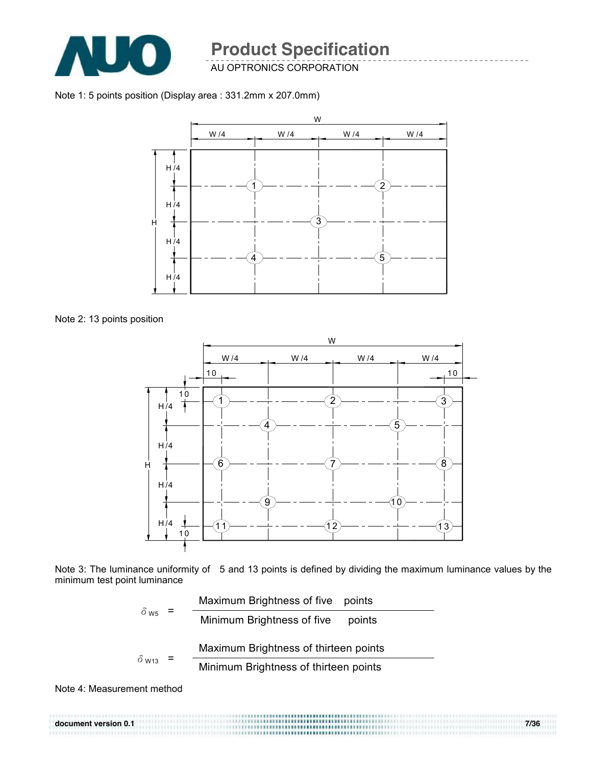Note 1: 5 points position (Display area : 331.2mm x 207.0mm)

Note 2: 13 points position

Note 3: The luminance uniformity of 5 and 13 points is defined by dividing the maximum luminance values by the minimum test point luminance

$$\delta_{W5} = \frac{\text{Maximum Brightness of five points}}{\text{Minimum Brightness of five points}}$$

$$\delta_{W13} = \frac{\text{Maximum Brightness of thirteen points}}{\text{Minimum Brightness of thirteen points}}$$

Note 4: Measurement method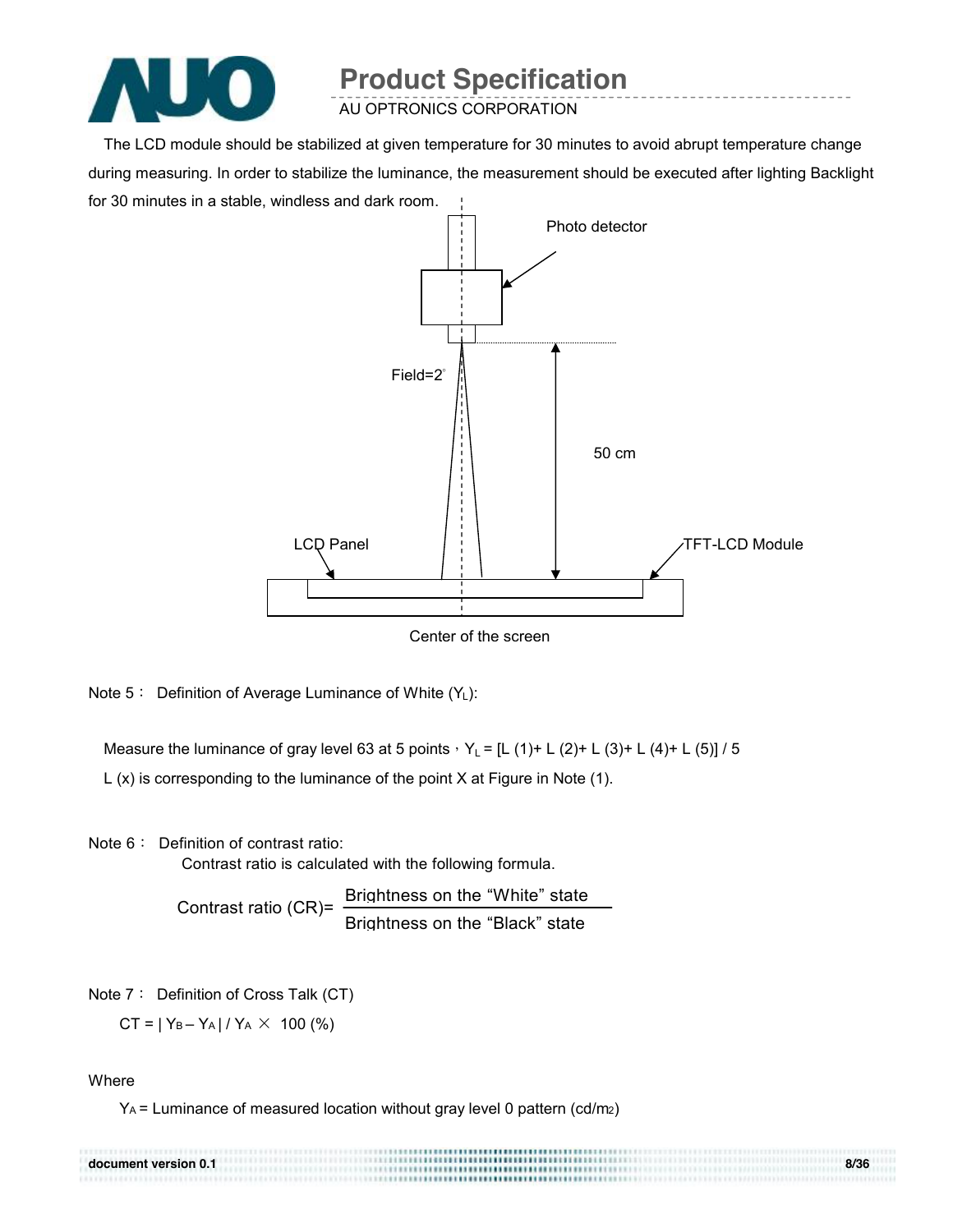The LCD module should be stabilized at given temperature for 30 minutes to avoid abrupt temperature change during measuring. In order to stabilize the luminance, the measurement should be executed after lighting Backlight for 30 minutes in a stable, windless and dark room.

Photo detector

Field=2°

50 cm

LCD Panel

TFT-LCD Module

Center of the screen

Note 5： Definition of Average Luminance of White ($Y_L$):

Measure the luminance of gray level 63 at 5 points，$Y_L$ = [L (1)+ L (2)+ L (3)+ L (4)+ L (5)] / 5

L (x) is corresponding to the luminance of the point X at Figure in Note (1).

Note 6： Definition of contrast ratio:

Contrast ratio is calculated with the following formula.

$$\text{Contrast ratio (CR)} = \frac{\text{Brightness on the “White” state}}{\text{Brightness on the “Black” state}}$$

Note 7： Definition of Cross Talk (CT)

$$CT = | Y_B - Y_A | / Y_A \times 100\ (\%)$$

Where

$Y_A$ = Luminance of measured location without gray level 0 pattern (cd/m2)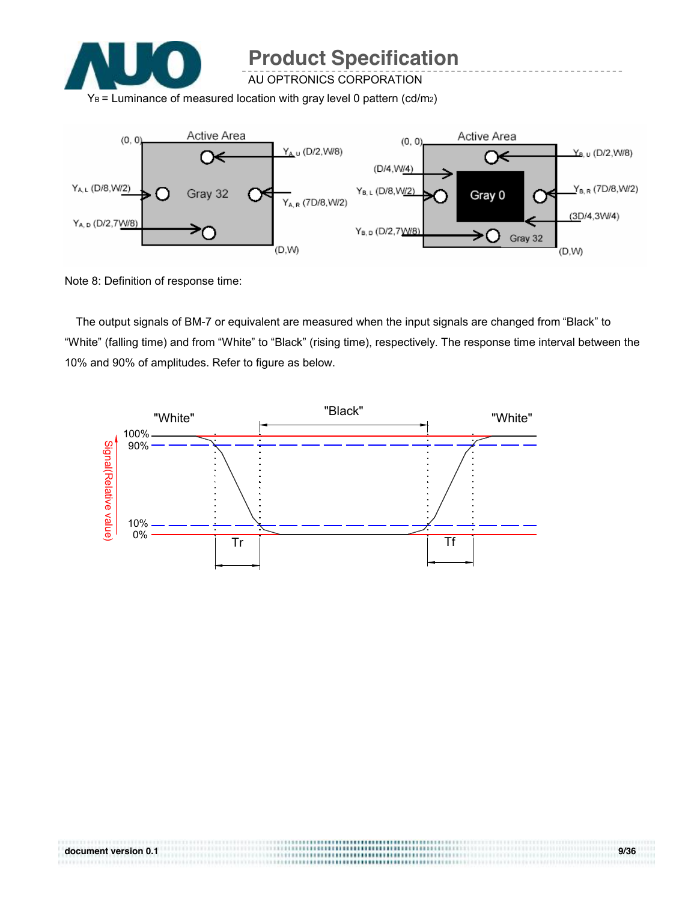$Y_B$ = Luminance of measured location with gray level 0 pattern (cd/m2)

Note 8: Definition of response time:

The output signals of BM-7 or equivalent are measured when the input signals are changed from “Black” to “White” (falling time) and from “White” to “Black” (rising time), respectively. The response time interval between the 10% and 90% of amplitudes. Refer to figure as below.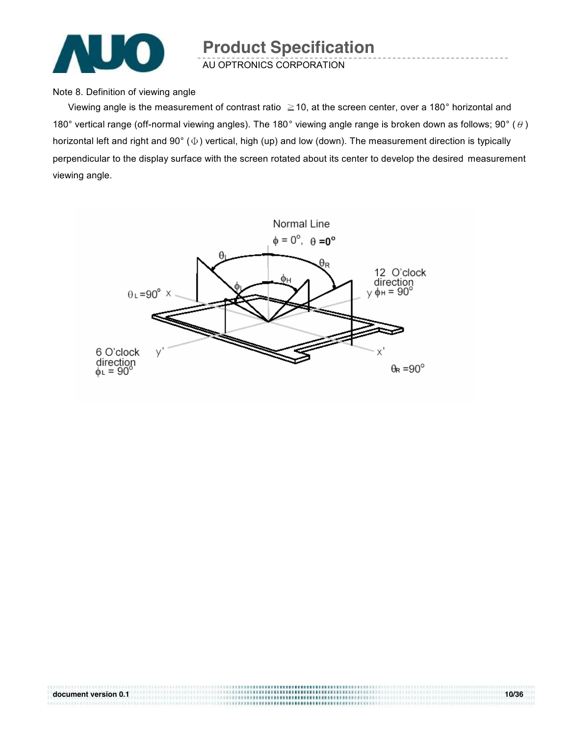Note 8. Definition of viewing angle

Viewing angle is the measurement of contrast ratio ≧10, at the screen center, over a 180° horizontal and 180° vertical range (off-normal viewing angles). The 180° viewing angle range is broken down as follows; 90° ($\theta$) horizontal left and right and 90° ($\Phi$) vertical, high (up) and low (down). The measurement direction is typically perpendicular to the display surface with the screen rotated about its center to develop the desired measurement viewing angle.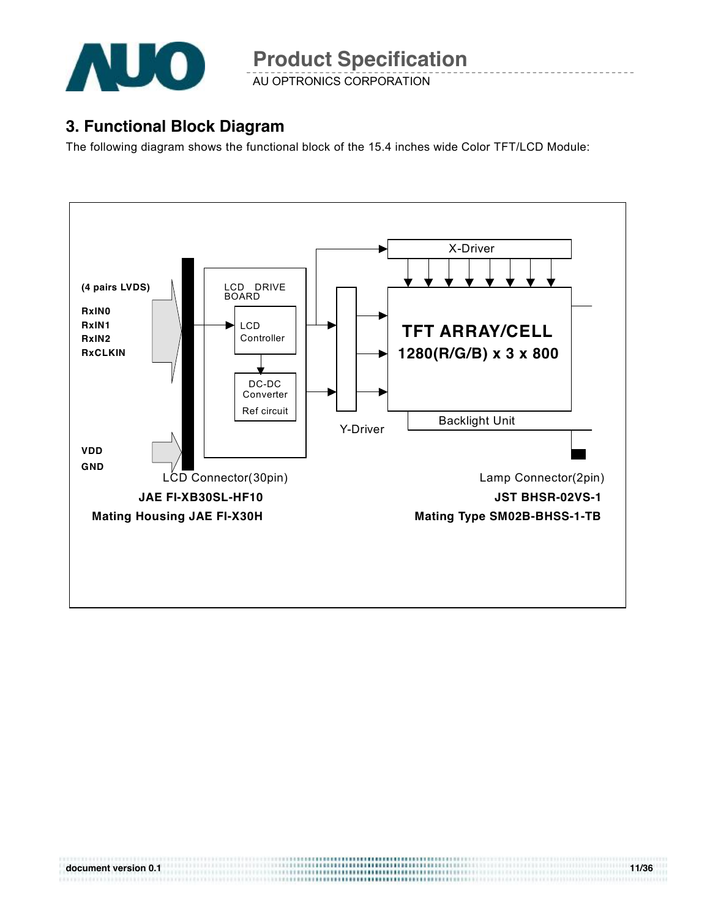## 3. Functional Block Diagram

The following diagram shows the functional block of the 15.4 inches wide Color TFT/LCD Module:

(4 pairs LVDS)

RxIN0
RxIN1
RxIN2
RxCLKIN

VDD
GND

LCD DRIVE BOARD

LCD Controller

DC-DC Converter

Ref circuit

X-Driver

Y-Driver

TFT ARRAY/CELL
1280(R/G/B) x 3 x 800

Backlight Unit

LCD Connector(30pin)
**JAE FI-XB30SL-HF10**
**Mating Housing JAE FI-X30H**

Lamp Connector(2pin)
**JST BHSR-02VS-1**
**Mating Type SM02B-BHSS-1-TB**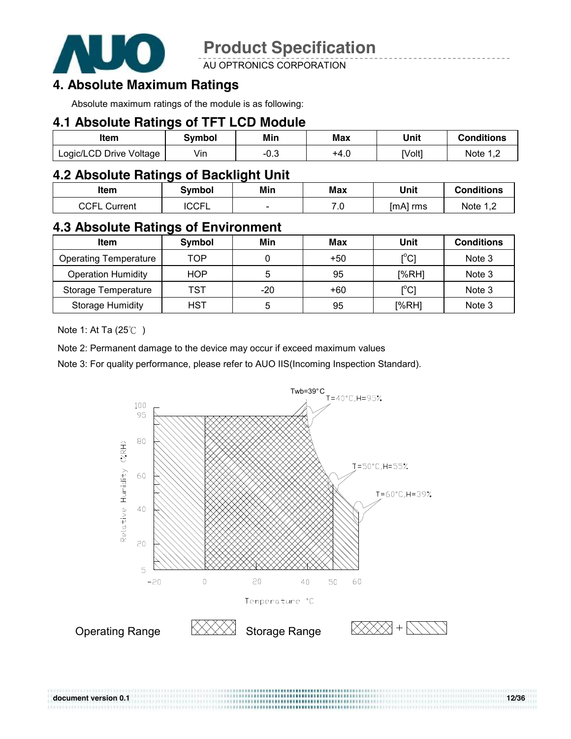# 4. Absolute Maximum Ratings

Absolute maximum ratings of the module is as following:

## 4.1 Absolute Ratings of TFT LCD Module

| Item | Symbol | Min | Max | Unit | Conditions |
|---|---|---|---|---|---|
| Logic/LCD Drive Voltage | Vin | -0.3 | +4.0 | [Volt] | Note 1,2 |

## 4.2 Absolute Ratings of Backlight Unit

| Item | Symbol | Min | Max | Unit | Conditions |
|---|---|---|---|---|---|
| CCFL Current | ICCFL | - | 7.0 | [mA] rms | Note 1,2 |

## 4.3 Absolute Ratings of Environment

| Item | Symbol | Min | Max | Unit | Conditions |
|---|---|---|---|---|---|
| Operating Temperature | TOP | 0 | +50 | [°C] | Note 3 |
| Operation Humidity | HOP | 5 | 95 | [%RH] | Note 3 |
| Storage Temperature | TST | -20 | +60 | [°C] | Note 3 |
| Storage Humidity | HST | 5 | 95 | [%RH] | Note 3 |

Note 1: At Ta (25℃ )

Note 2: Permanent damage to the device may occur if exceed maximum values

Note 3: For quality performance, please refer to AUO IIS(Incoming Inspection Standard).

Twb=39°C

T=40°C,H=95%

T=50°C,H=55%

T=60°C,H=39%

Relative Humidity (%RH)

Temperature °C

Operating Range

Storage Range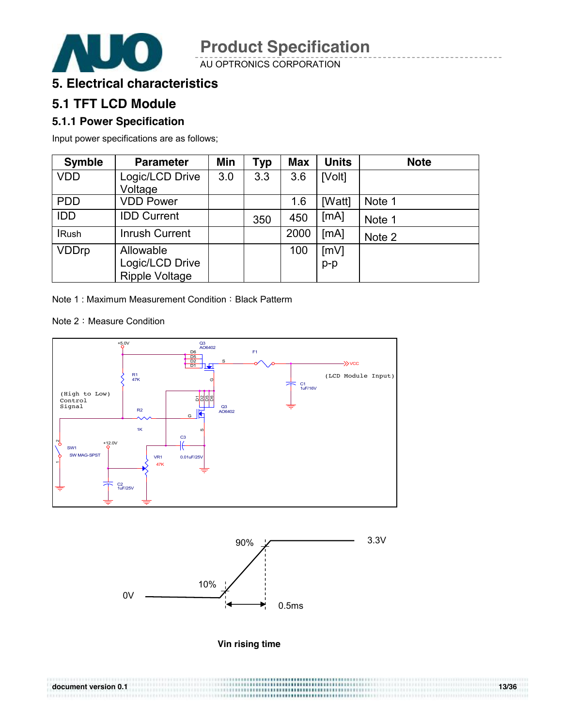# 5. Electrical characteristics

## 5.1 TFT LCD Module

### 5.1.1 Power Specification

Input power specifications are as follows;

| Symble | Parameter | Min | Typ | Max | Units | Note |
|---|---|---|---|---|---|---|
| VDD | Logic/LCD Drive Voltage | 3.0 | 3.3 | 3.6 | [Volt] | |
| PDD | VDD Power | | | 1.6 | [Watt] | Note 1 |
| IDD | IDD Current | | 350 | 450 | [mA] | Note 1 |
| IRush | Inrush Current | | | 2000 | [mA] | Note 2 |
| VDDrp | Allowable Logic/LCD Drive Ripple Voltage | | | 100 | [mV] p-p | |

Note 1 : Maximum Measurement Condition：Black Patterm

Note 2：Measure Condition

Vin rising time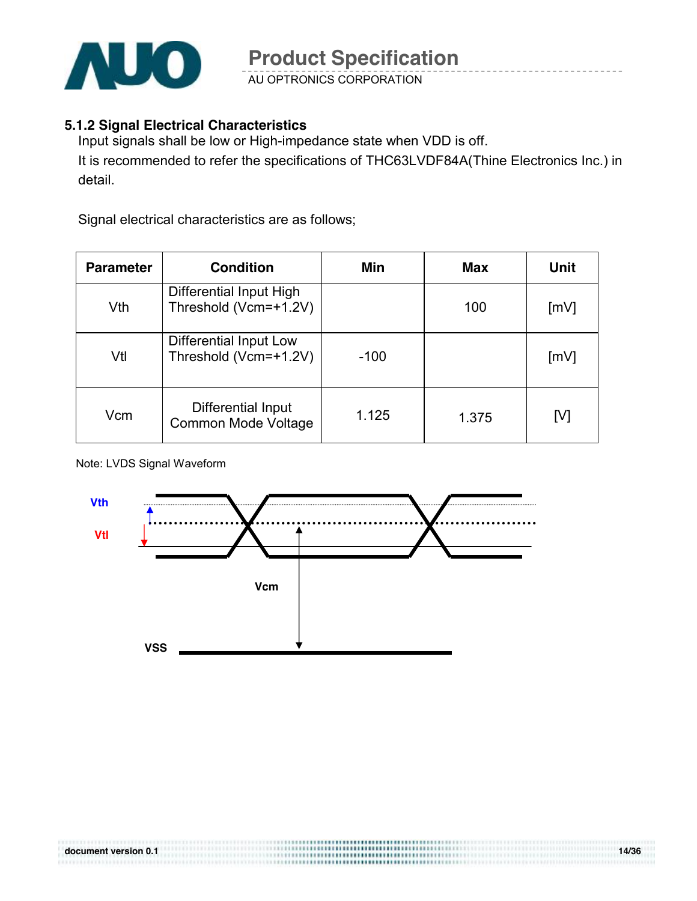### 5.1.2 Signal Electrical Characteristics

Input signals shall be low or High-impedance state when VDD is off.

It is recommended to refer the specifications of THC63LVDF84A(Thine Electronics Inc.) in detail.

Signal electrical characteristics are as follows;

| Parameter | Condition | Min | Max | Unit |
|---|---|---|---|---|
| Vth | Differential Input High Threshold (Vcm=+1.2V) | | 100 | [mV] |
| Vtl | Differential Input Low Threshold (Vcm=+1.2V) | -100 | | [mV] |
| Vcm | Differential Input Common Mode Voltage | 1.125 | 1.375 | [V] |

Note: LVDS Signal Waveform

Vth

Vtl

Vcm

VSS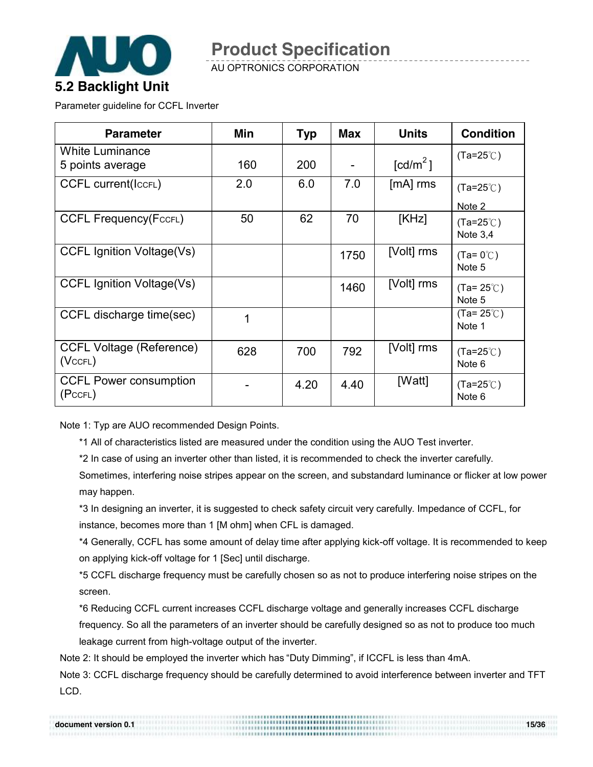## 5.2 Backlight Unit

Parameter guideline for CCFL Inverter

| Parameter | Min | Typ | Max | Units | Condition |
|---|---|---|---|---|---|
| White Luminance<br>5 points average | 160 | 200 | - | [cd/m$^2$] | (Ta=25℃) |
| CCFL current($I_{CCFL}$) | 2.0 | 6.0 | 7.0 | [mA] rms | (Ta=25℃)<br>Note 2 |
| CCFL Frequency($F_{CCFL}$) | 50 | 62 | 70 | [KHz] | (Ta=25℃)<br>Note 3,4 |
| CCFL Ignition Voltage(Vs) | | | 1750 | [Volt] rms | (Ta= 0℃)<br>Note 5 |
| CCFL Ignition Voltage(Vs) | | | 1460 | [Volt] rms | (Ta= 25℃)<br>Note 5 |
| CCFL discharge time(sec) | 1 | | | | (Ta= 25℃)<br>Note 1 |
| CCFL Voltage (Reference)<br>($V_{CCFL}$) | 628 | 700 | 792 | [Volt] rms | (Ta=25℃)<br>Note 6 |
| CCFL Power consumption<br>($P_{CCFL}$) | - | 4.20 | 4.40 | [Watt] | (Ta=25℃)<br>Note 6 |

Note 1: Typ are AUO recommended Design Points.

*1 All of characteristics listed are measured under the condition using the AUO Test inverter.

*2 In case of using an inverter other than listed, it is recommended to check the inverter carefully. Sometimes, interfering noise stripes appear on the screen, and substandard luminance or flicker at low power may happen.

*3 In designing an inverter, it is suggested to check safety circuit very carefully. Impedance of CCFL, for instance, becomes more than 1 [M ohm] when CFL is damaged.

*4 Generally, CCFL has some amount of delay time after applying kick-off voltage. It is recommended to keep on applying kick-off voltage for 1 [Sec] until discharge.

*5 CCFL discharge frequency must be carefully chosen so as not to produce interfering noise stripes on the screen.

*6 Reducing CCFL current increases CCFL discharge voltage and generally increases CCFL discharge frequency. So all the parameters of an inverter should be carefully designed so as not to produce too much leakage current from high-voltage output of the inverter.

Note 2: It should be employed the inverter which has “Duty Dimming”, if ICCFL is less than 4mA.

Note 3: CCFL discharge frequency should be carefully determined to avoid interference between inverter and TFT LCD.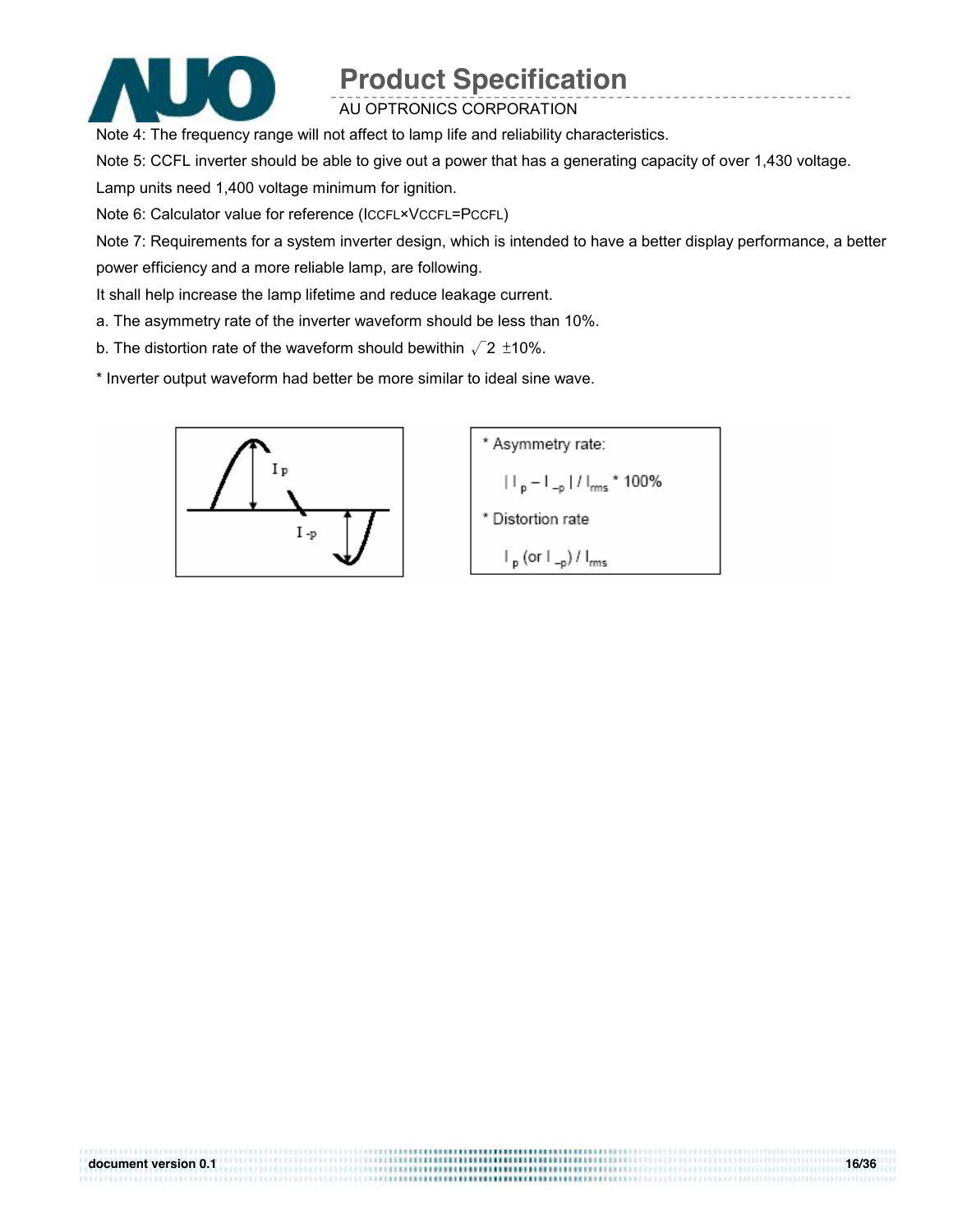Note 4: The frequency range will not affect to lamp life and reliability characteristics.

Note 5: CCFL inverter should be able to give out a power that has a generating capacity of over 1,430 voltage. Lamp units need 1,400 voltage minimum for ignition.

Note 6: Calculator value for reference ($I_{CCFL} \times V_{CCFL} = P_{CCFL}$)

Note 7: Requirements for a system inverter design, which is intended to have a better display performance, a better power efficiency and a more reliable lamp, are following.

It shall help increase the lamp lifetime and reduce leakage current.

a. The asymmetry rate of the inverter waveform should be less than 10%.

b. The distortion rate of the waveform should bewithin $\sqrt{2}$ ±10%.

* Inverter output waveform had better be more similar to ideal sine wave.

* Asymmetry rate:

$| I_p - I_{-p} | / I_{rms} * 100\%$

* Distortion rate

$I_p$ (or $I_{-p}$) / $I_{rms}$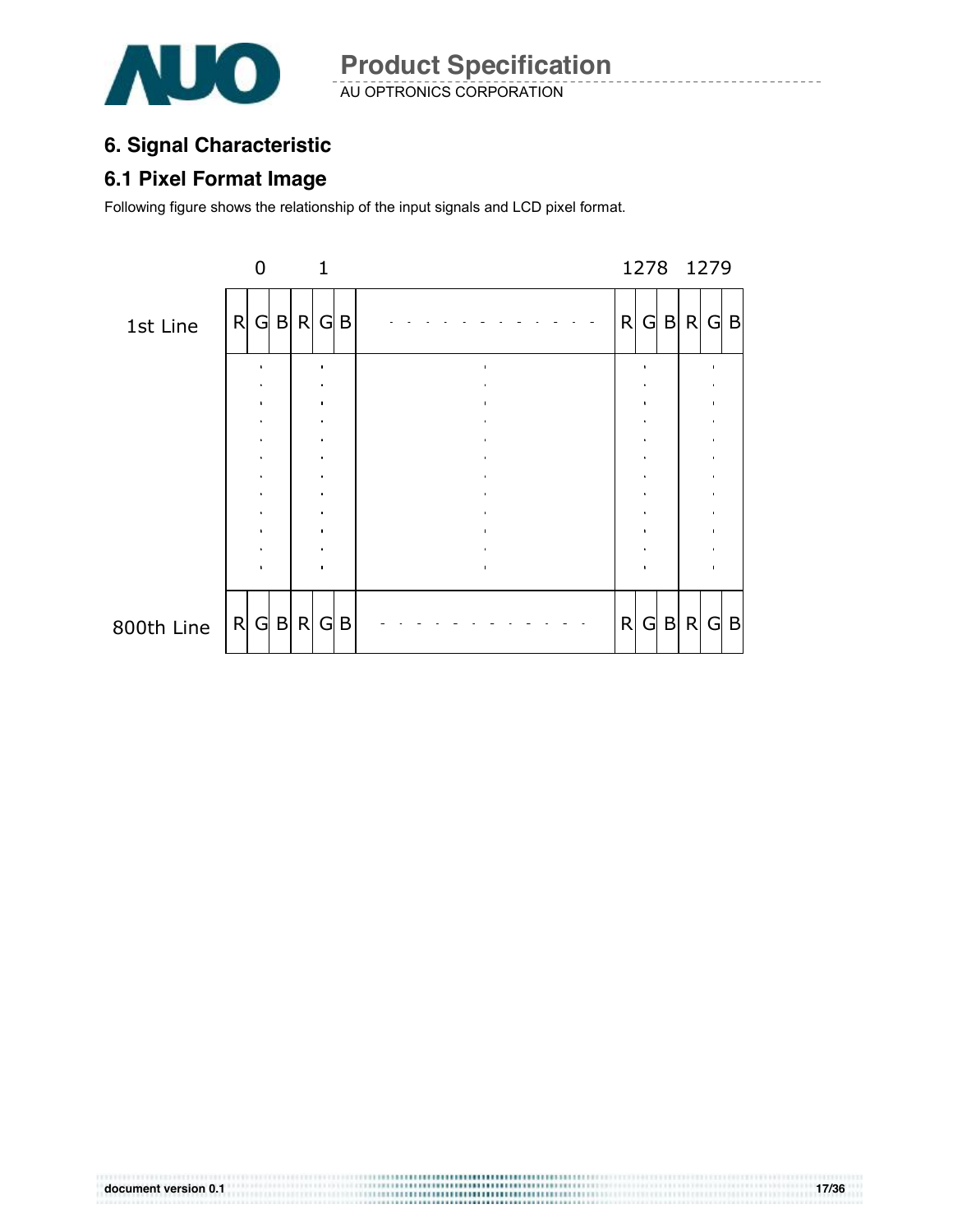## 6. Signal Characteristic

### 6.1 Pixel Format Image

Following figure shows the relationship of the input signals and LCD pixel format.

| | 0 | | | 1 | | | | 1278 | | | 1279 | | |
|---|---|---|---|---|---|---|---|---|---|---|---|---|---|
| 1st Line | R | G | B | R | G | B | - - - - - - - - - - - - | R | G | B | R | G | B |
| | | · | | | · | | · | | · | | | · | |
| 800th Line | R | G | B | R | G | B | - - - - - - - - - - - - | R | G | B | R | G | B |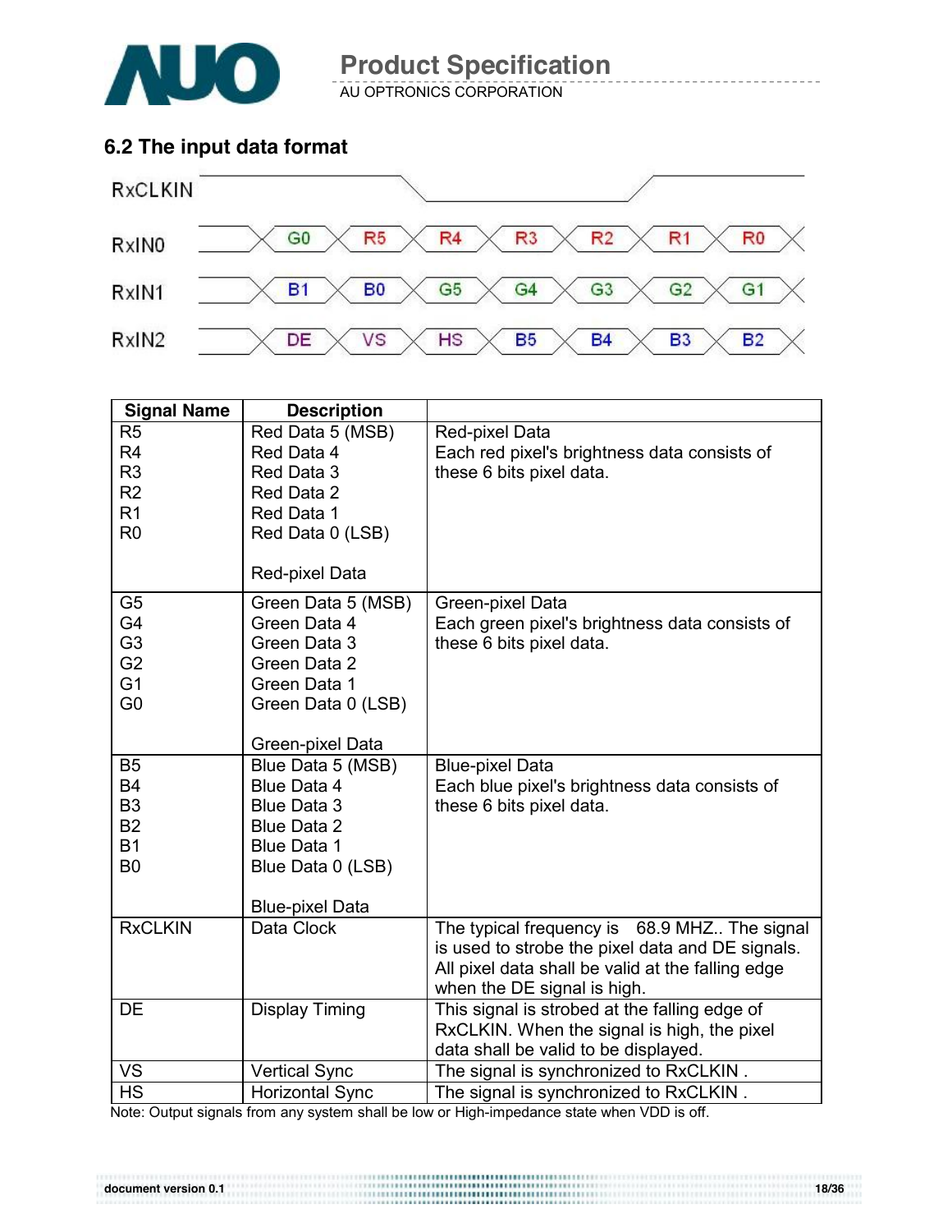## 6.2 The input data format

RxCLKIN

| RxIN0 | G0 | R5 | R4 | R3 | R2 | R1 | R0 |
|---|---|---|---|---|---|---|---|
| RxIN1 | B1 | B0 | G5 | G4 | G3 | G2 | G1 |
| RxIN2 | DE | VS | HS | B5 | B4 | B3 | B2 |

| Signal Name | Description | |
|---|---|---|
| R5<br>R4<br>R3<br>R2<br>R1<br>R0 | Red Data 5 (MSB)<br>Red Data 4<br>Red Data 3<br>Red Data 2<br>Red Data 1<br>Red Data 0 (LSB)<br><br>Red-pixel Data | Red-pixel Data<br>Each red pixel's brightness data consists of these 6 bits pixel data. |
| G5<br>G4<br>G3<br>G2<br>G1<br>G0 | Green Data 5 (MSB)<br>Green Data 4<br>Green Data 3<br>Green Data 2<br>Green Data 1<br>Green Data 0 (LSB)<br><br>Green-pixel Data | Green-pixel Data<br>Each green pixel's brightness data consists of these 6 bits pixel data. |
| B5<br>B4<br>B3<br>B2<br>B1<br>B0 | Blue Data 5 (MSB)<br>Blue Data 4<br>Blue Data 3<br>Blue Data 2<br>Blue Data 1<br>Blue Data 0 (LSB)<br><br>Blue-pixel Data | Blue-pixel Data<br>Each blue pixel's brightness data consists of these 6 bits pixel data. |
| RxCLKIN | Data Clock | The typical frequency is 68.9 MHZ.. The signal is used to strobe the pixel data and DE signals. All pixel data shall be valid at the falling edge when the DE signal is high. |
| DE | Display Timing | This signal is strobed at the falling edge of RxCLKIN. When the signal is high, the pixel data shall be valid to be displayed. |
| VS | Vertical Sync | The signal is synchronized to RxCLKIN . |
| HS | Horizontal Sync | The signal is synchronized to RxCLKIN . |

Note: Output signals from any system shall be low or High-impedance state when VDD is off.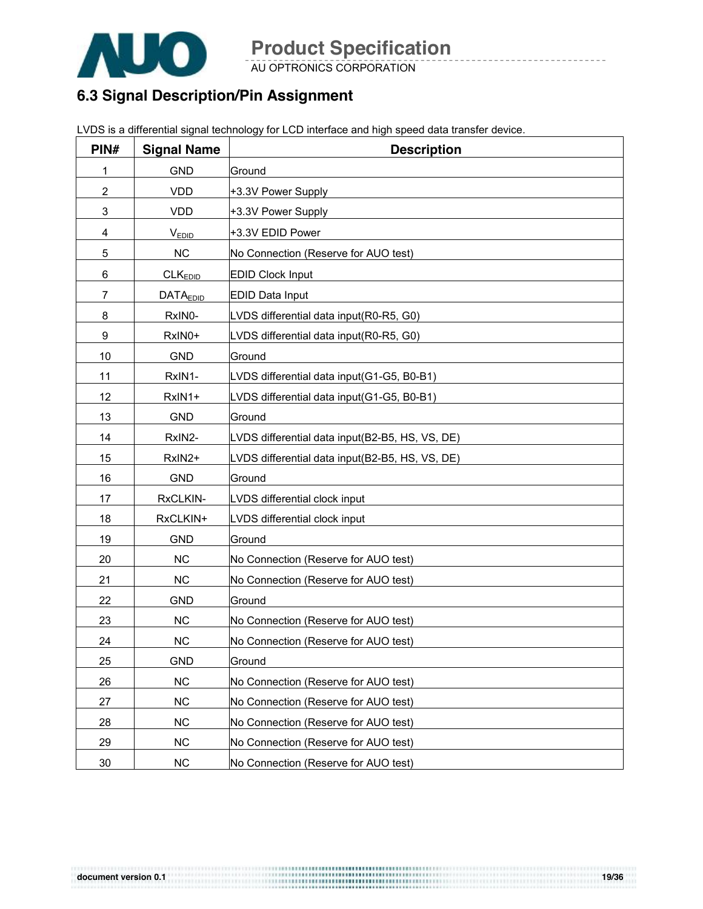## 6.3 Signal Description/Pin Assignment

LVDS is a differential signal technology for LCD interface and high speed data transfer device.

| PIN# | Signal Name | Description |
|---|---|---|
| 1 | GND | Ground |
| 2 | VDD | +3.3V Power Supply |
| 3 | VDD | +3.3V Power Supply |
| 4 | $V_{EDID}$ | +3.3V EDID Power |
| 5 | NC | No Connection (Reserve for AUO test) |
| 6 | $CLK_{EDID}$ | EDID Clock Input |
| 7 | $DATA_{EDID}$ | EDID Data Input |
| 8 | RxIN0- | LVDS differential data input(R0-R5, G0) |
| 9 | RxIN0+ | LVDS differential data input(R0-R5, G0) |
| 10 | GND | Ground |
| 11 | RxIN1- | LVDS differential data input(G1-G5, B0-B1) |
| 12 | RxIN1+ | LVDS differential data input(G1-G5, B0-B1) |
| 13 | GND | Ground |
| 14 | RxIN2- | LVDS differential data input(B2-B5, HS, VS, DE) |
| 15 | RxIN2+ | LVDS differential data input(B2-B5, HS, VS, DE) |
| 16 | GND | Ground |
| 17 | RxCLKIN- | LVDS differential clock input |
| 18 | RxCLKIN+ | LVDS differential clock input |
| 19 | GND | Ground |
| 20 | NC | No Connection (Reserve for AUO test) |
| 21 | NC | No Connection (Reserve for AUO test) |
| 22 | GND | Ground |
| 23 | NC | No Connection (Reserve for AUO test) |
| 24 | NC | No Connection (Reserve for AUO test) |
| 25 | GND | Ground |
| 26 | NC | No Connection (Reserve for AUO test) |
| 27 | NC | No Connection (Reserve for AUO test) |
| 28 | NC | No Connection (Reserve for AUO test) |
| 29 | NC | No Connection (Reserve for AUO test) |
| 30 | NC | No Connection (Reserve for AUO test) |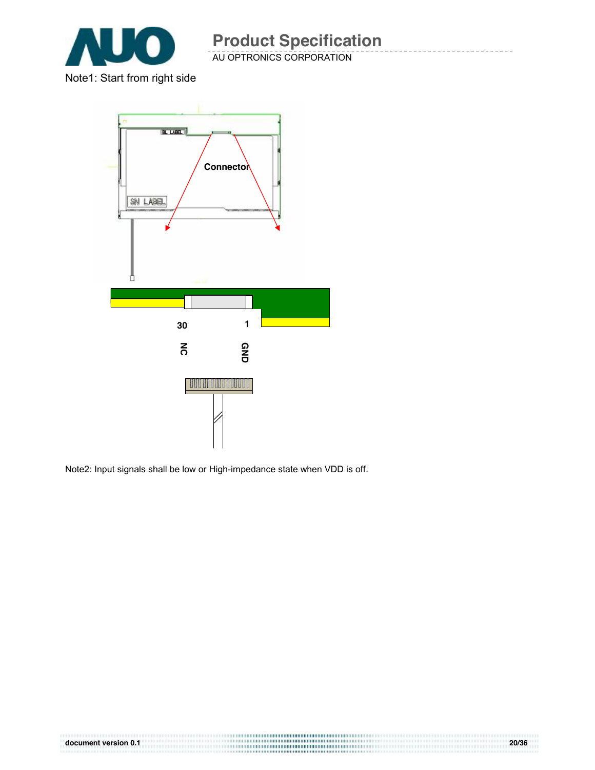Note1: Start from right side

Connector

30 1

NC GND

Note2: Input signals shall be low or High-impedance state when VDD is off.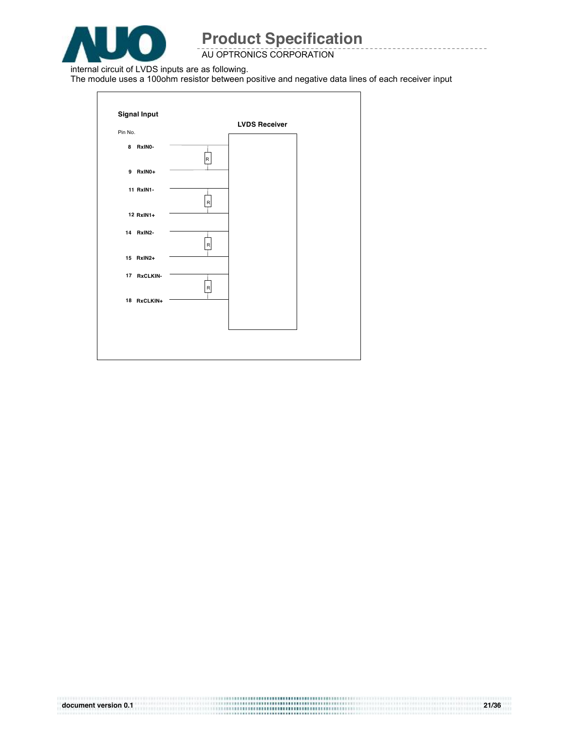internal circuit of LVDS inputs are as following.

The module uses a 100ohm resistor between positive and negative data lines of each receiver input

**Signal Input**

**LVDS Receiver**

Pin No.

| Pin No. | Signal | |
|---|---|---|
| 8 | RxIN0- | R |
| 9 | RxIN0+ | |
| 11 | RxIN1- | R |
| 12 | RxIN1+ | |
| 14 | RxIN2- | R |
| 15 | RxIN2+ | |
| 17 | RxCLKIN- | R |
| 18 | RxCLKIN+ | |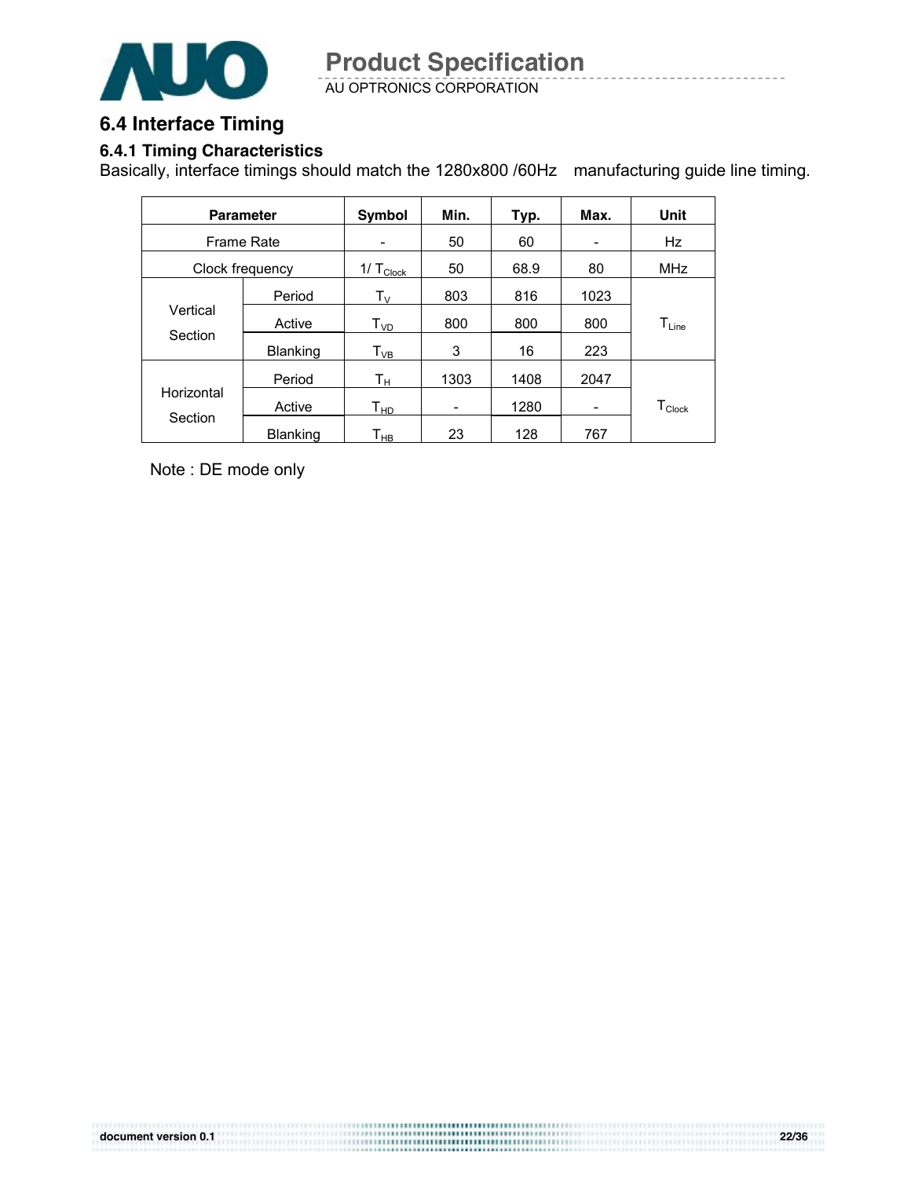## 6.4 Interface Timing

### 6.4.1 Timing Characteristics

Basically, interface timings should match the 1280x800 /60Hz manufacturing guide line timing.

| Parameter | | Symbol | Min. | Typ. | Max. | Unit |
|---|---|---|---|---|---|---|
| Frame Rate | | - | 50 | 60 | - | Hz |
| Clock frequency | | $1/T_{Clock}$ | 50 | 68.9 | 80 | MHz |
| Vertical Section | Period | $T_V$ | 803 | 816 | 1023 | $T_{Line}$ |
| | Active | $T_{VD}$ | 800 | 800 | 800 | |
| | Blanking | $T_{VB}$ | 3 | 16 | 223 | |
| Horizontal Section | Period | $T_H$ | 1303 | 1408 | 2047 | $T_{Clock}$ |
| | Active | $T_{HD}$ | - | 1280 | - | |
| | Blanking | $T_{HB}$ | 23 | 128 | 767 | |

Note : DE mode only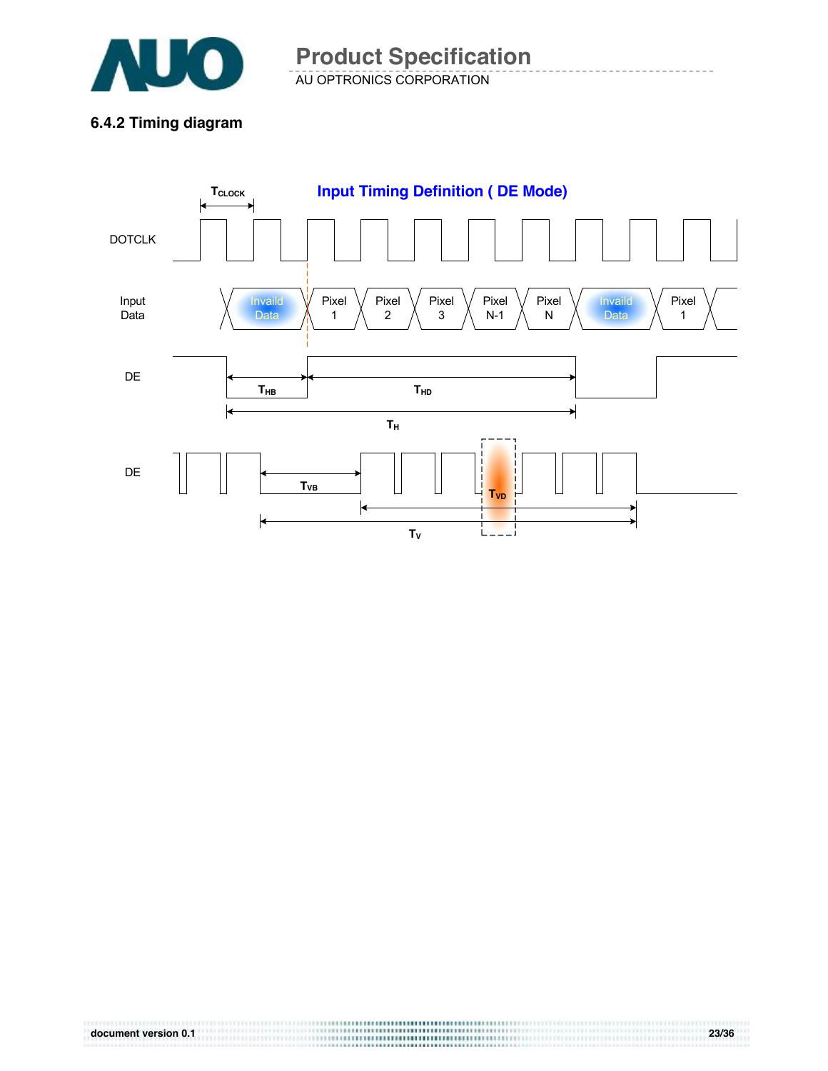### 6.4.2 Timing diagram

**Input Timing Definition ( DE Mode)**

$T_{CLOCK}$

DOTCLK

Input Data: Invaild Data | Pixel 1 | Pixel 2 | Pixel 3 | Pixel N-1 | Pixel N | Invaild Data | Pixel 1

DE: $T_{HB}$, $T_{HD}$, $T_H$

DE: $T_{VB}$, $T_{VD}$, $T_V$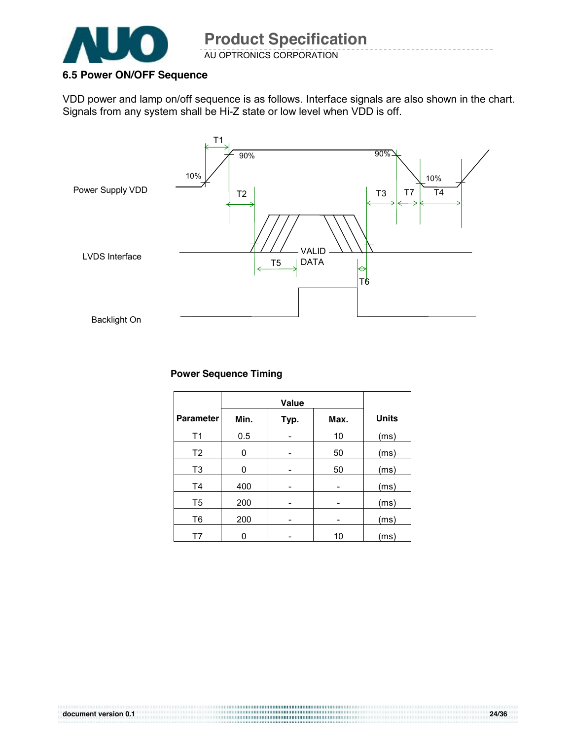## 6.5 Power ON/OFF Sequence

VDD power and lamp on/off sequence is as follows. Interface signals are also shown in the chart. Signals from any system shall be Hi-Z state or low level when VDD is off.

**Power Sequence Timing**

| Parameter | Value | | | Units |
|---|---|---|---|---|
| | Min. | Typ. | Max. | |
| T1 | 0.5 | - | 10 | (ms) |
| T2 | 0 | - | 50 | (ms) |
| T3 | 0 | - | 50 | (ms) |
| T4 | 400 | - | - | (ms) |
| T5 | 200 | - | - | (ms) |
| T6 | 200 | - | - | (ms) |
| T7 | 0 | - | 10 | (ms) |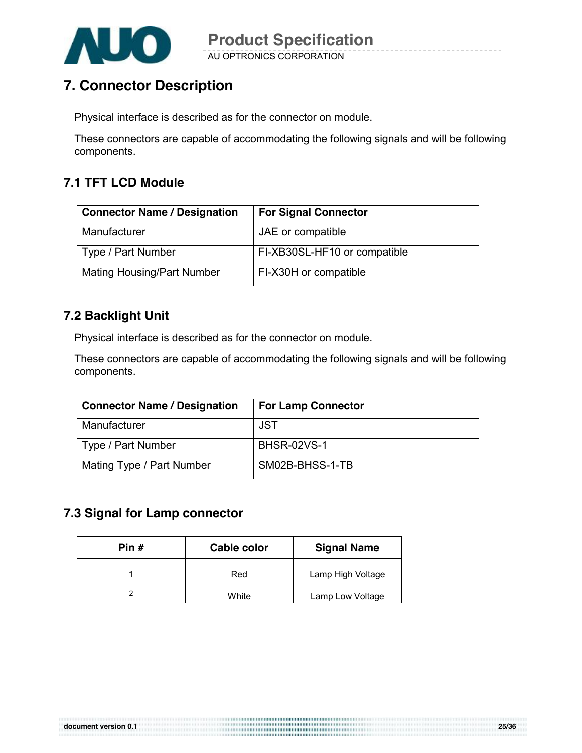# 7. Connector Description

Physical interface is described as for the connector on module.

These connectors are capable of accommodating the following signals and will be following components.

## 7.1 TFT LCD Module

| Connector Name / Designation | For Signal Connector |
| --- | --- |
| Manufacturer | JAE or compatible |
| Type / Part Number | FI-XB30SL-HF10 or compatible |
| Mating Housing/Part Number | FI-X30H or compatible |

## 7.2 Backlight Unit

Physical interface is described as for the connector on module.

These connectors are capable of accommodating the following signals and will be following components.

| Connector Name / Designation | For Lamp Connector |
| --- | --- |
| Manufacturer | JST |
| Type / Part Number | BHSR-02VS-1 |
| Mating Type / Part Number | SM02B-BHSS-1-TB |

## 7.3 Signal for Lamp connector

| Pin # | Cable color | Signal Name |
| --- | --- | --- |
| 1 | Red | Lamp High Voltage |
| 2 | White | Lamp Low Voltage |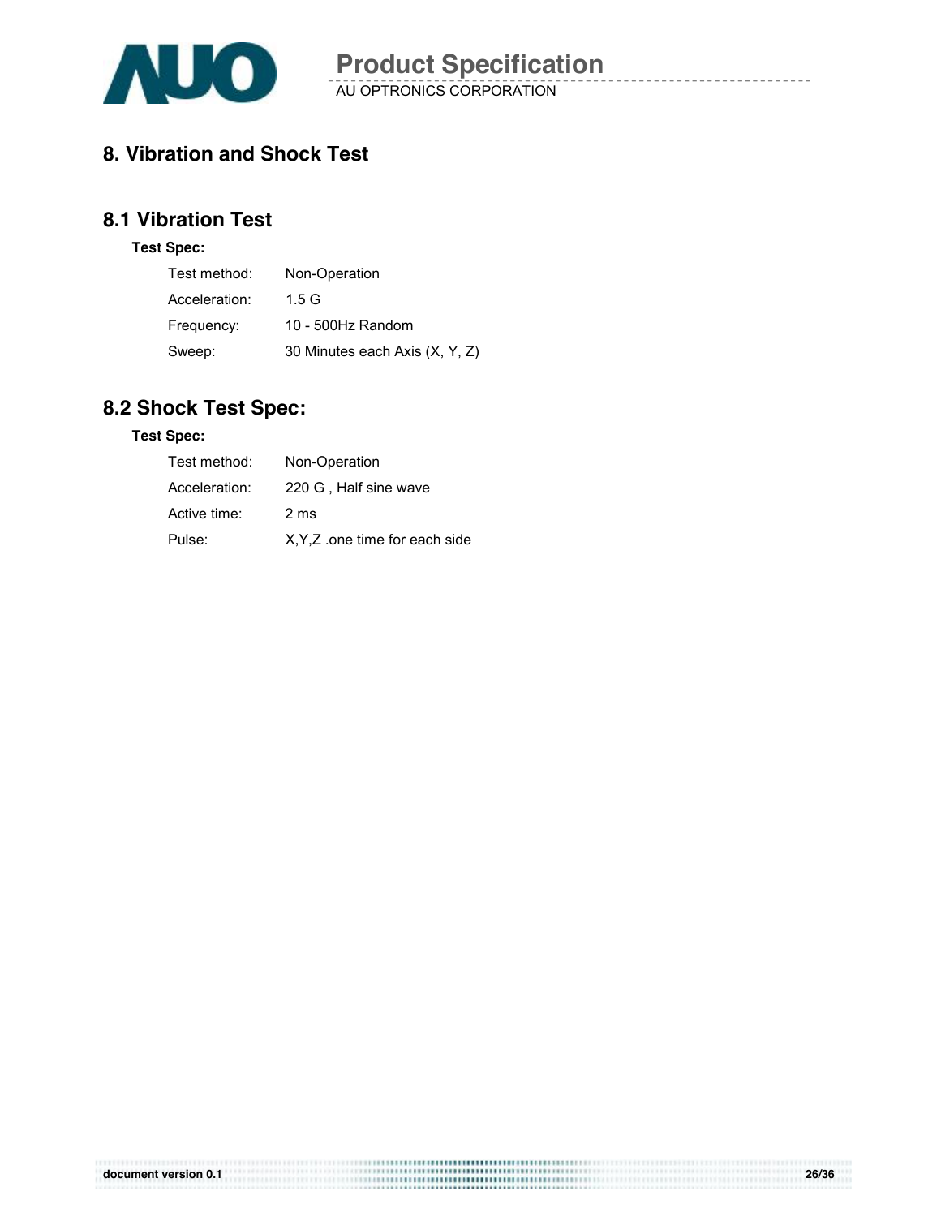# 8. Vibration and Shock Test

## 8.1 Vibration Test

**Test Spec:**

| | |
|---|---|
| Test method: | Non-Operation |
| Acceleration: | 1.5 G |
| Frequency: | 10 - 500Hz Random |
| Sweep: | 30 Minutes each Axis (X, Y, Z) |

## 8.2 Shock Test Spec:

**Test Spec:**

| | |
|---|---|
| Test method: | Non-Operation |
| Acceleration: | 220 G , Half sine wave |
| Active time: | 2 ms |
| Pulse: | X,Y,Z .one time for each side |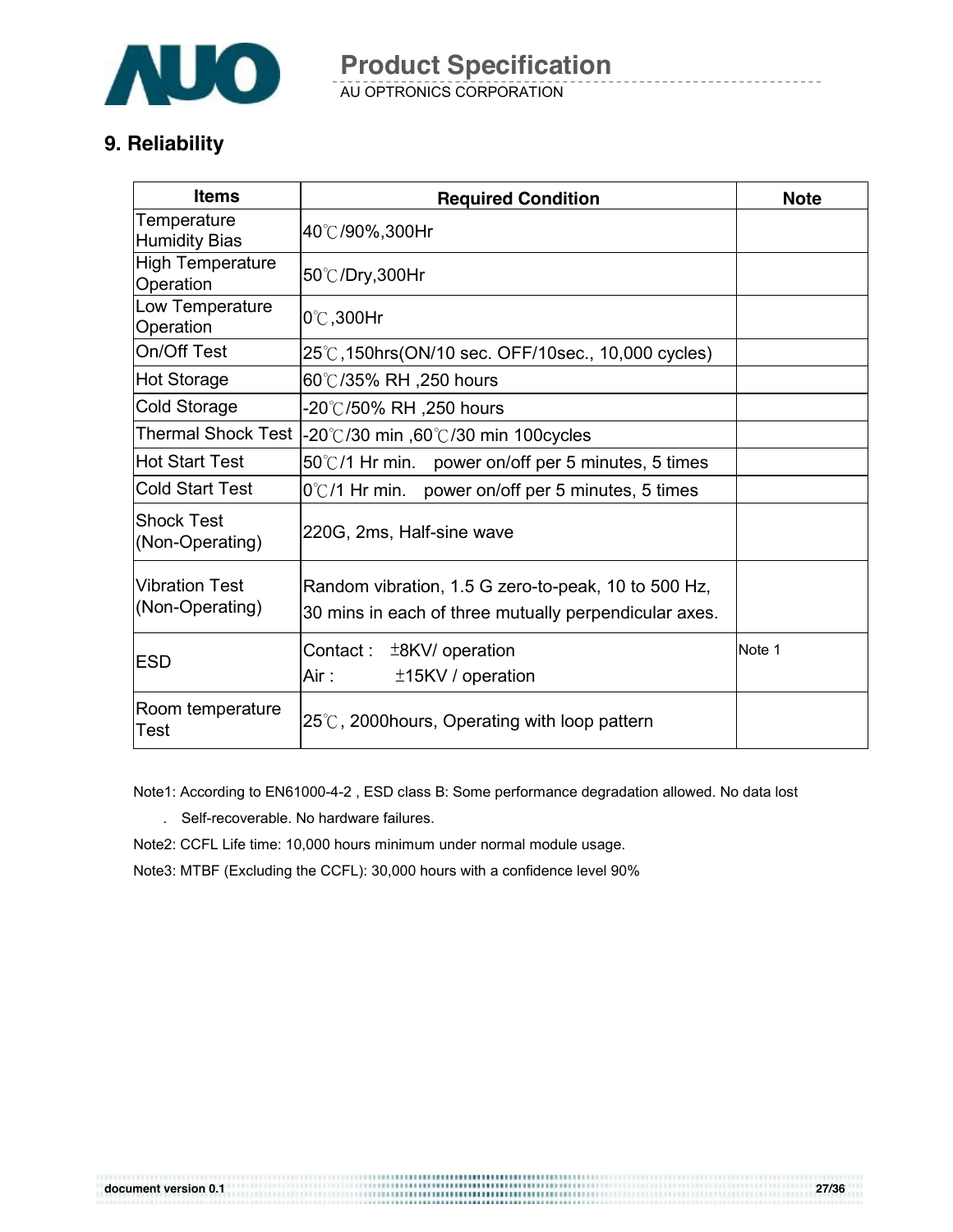## 9. Reliability

| Items | Required Condition | Note |
|---|---|---|
| Temperature Humidity Bias | 40℃/90%,300Hr | |
| High Temperature Operation | 50℃/Dry,300Hr | |
| Low Temperature Operation | 0℃,300Hr | |
| On/Off Test | 25℃,150hrs(ON/10 sec. OFF/10sec., 10,000 cycles) | |
| Hot Storage | 60℃/35% RH ,250 hours | |
| Cold Storage | -20℃/50% RH ,250 hours | |
| Thermal Shock Test | -20℃/30 min ,60℃/30 min 100cycles | |
| Hot Start Test | 50℃/1 Hr min. power on/off per 5 minutes, 5 times | |
| Cold Start Test | 0℃/1 Hr min. power on/off per 5 minutes, 5 times | |
| Shock Test (Non-Operating) | 220G, 2ms, Half-sine wave | |
| Vibration Test (Non-Operating) | Random vibration, 1.5 G zero-to-peak, 10 to 500 Hz, 30 mins in each of three mutually perpendicular axes. | |
| ESD | Contact : ±8KV/ operation<br>Air : ±15KV / operation | Note 1 |
| Room temperature Test | 25℃, 2000hours, Operating with loop pattern | |

Note1: According to EN61000-4-2 , ESD class B: Some performance degradation allowed. No data lost

. Self-recoverable. No hardware failures.

Note2: CCFL Life time: 10,000 hours minimum under normal module usage.

Note3: MTBF (Excluding the CCFL): 30,000 hours with a confidence level 90%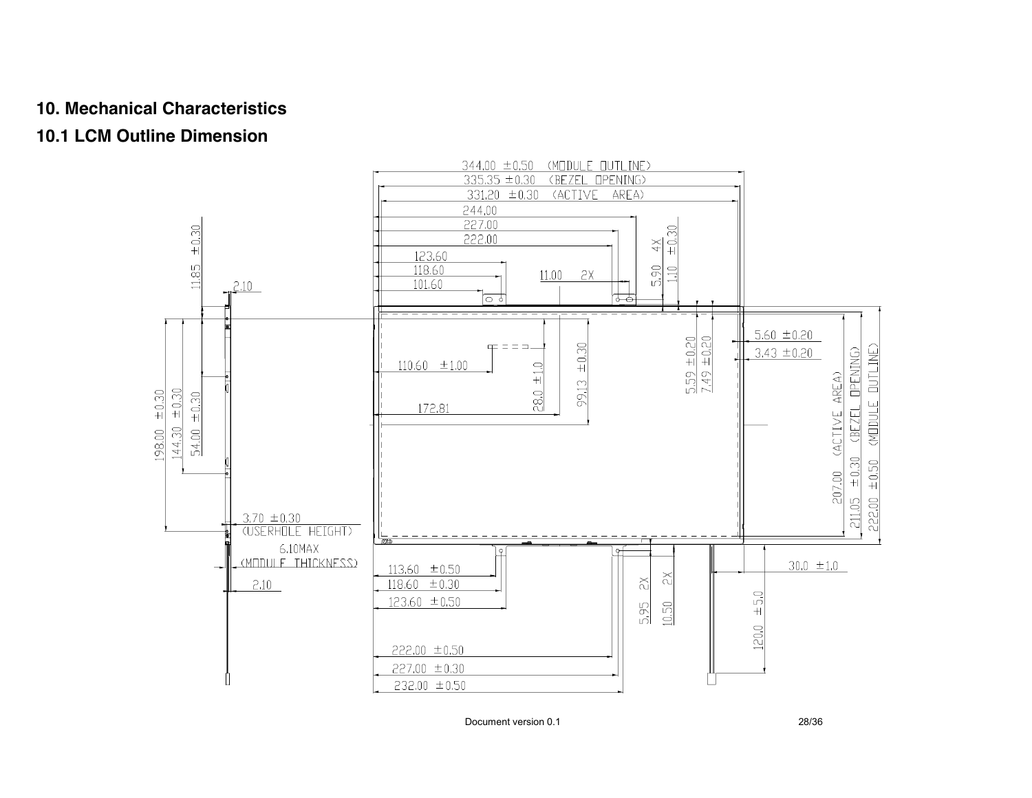## 10. Mechanical Characteristics

### 10.1 LCM Outline Dimension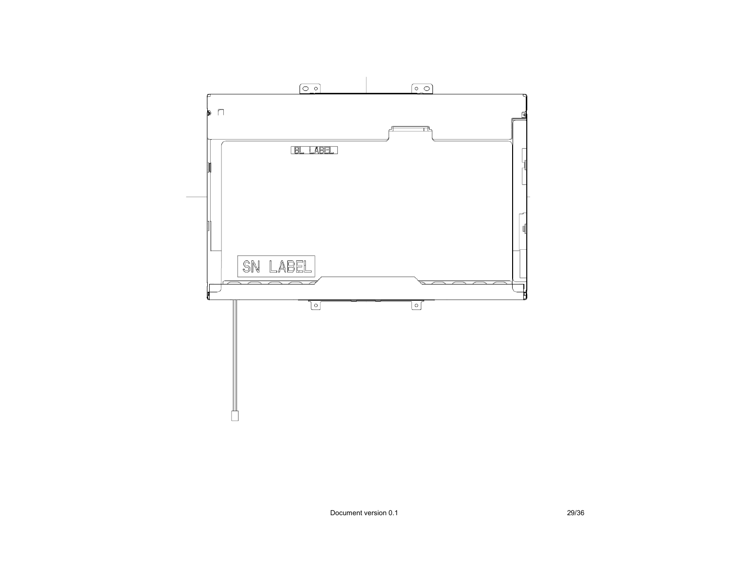BL LABEL

SN LABEL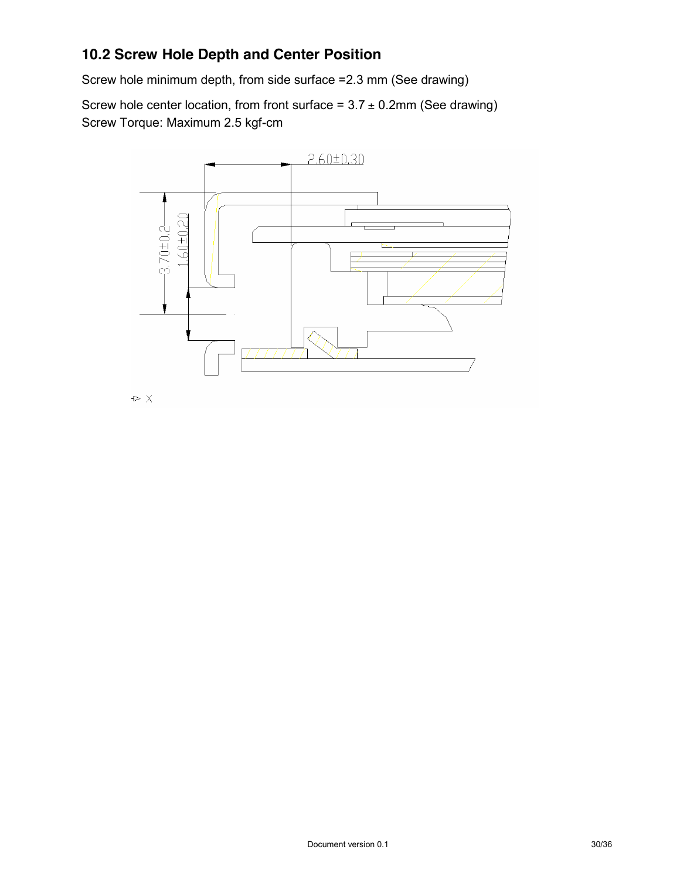## 10.2 Screw Hole Depth and Center Position

Screw hole minimum depth, from side surface =2.3 mm (See drawing)

Screw hole center location, from front surface = 3.7 ± 0.2mm (See drawing)
Screw Torque: Maximum 2.5 kgf-cm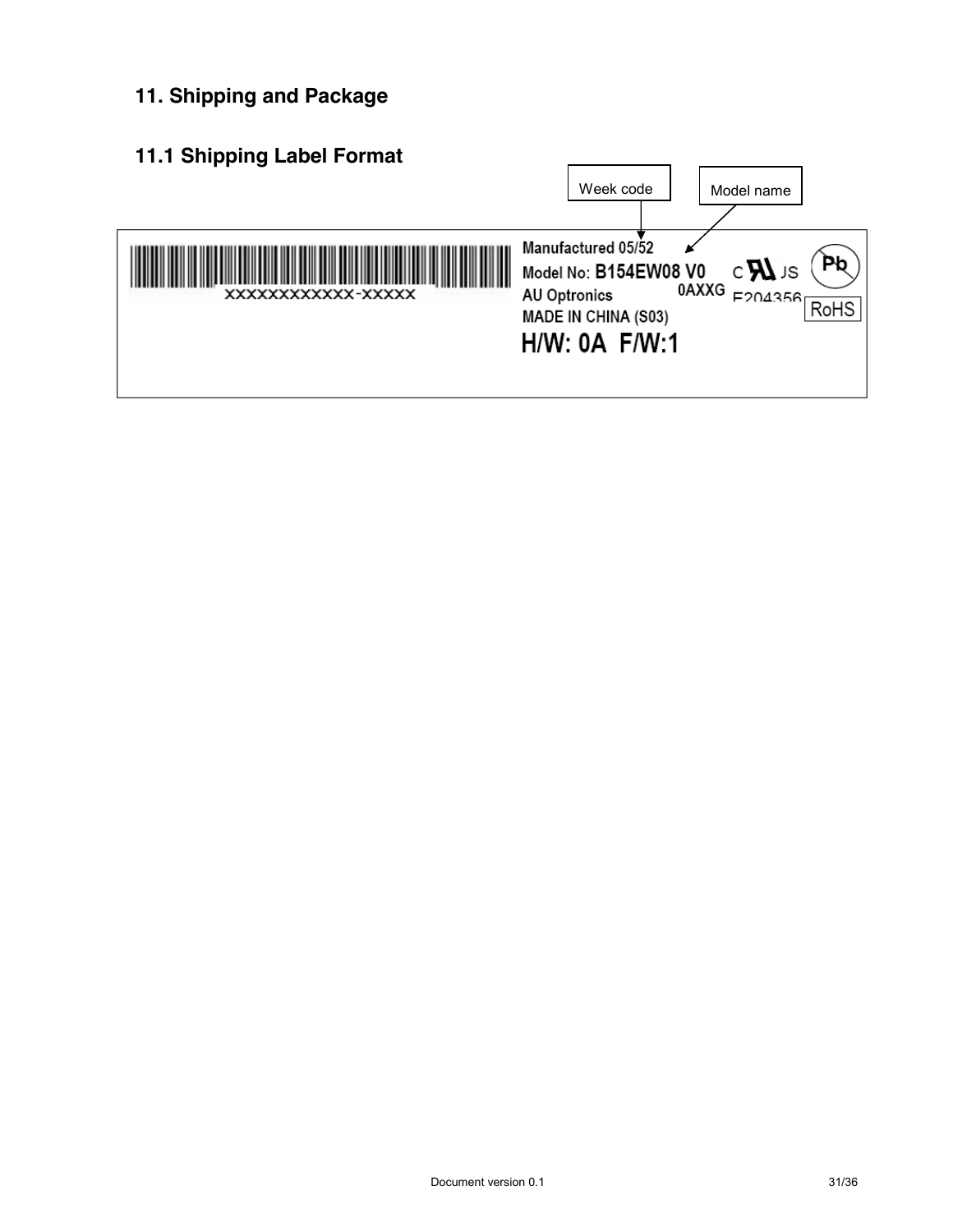## 11. Shipping and Package

### 11.1 Shipping Label Format

Week code

Model name

XXXXXXXXXXX-XXXXX

Manufactured 05/52
Model No: B154EW08 V0
AU Optronics 0AXXG
MADE IN CHINA (S03)
H/W: 0A F/W:1

E204356

RoHS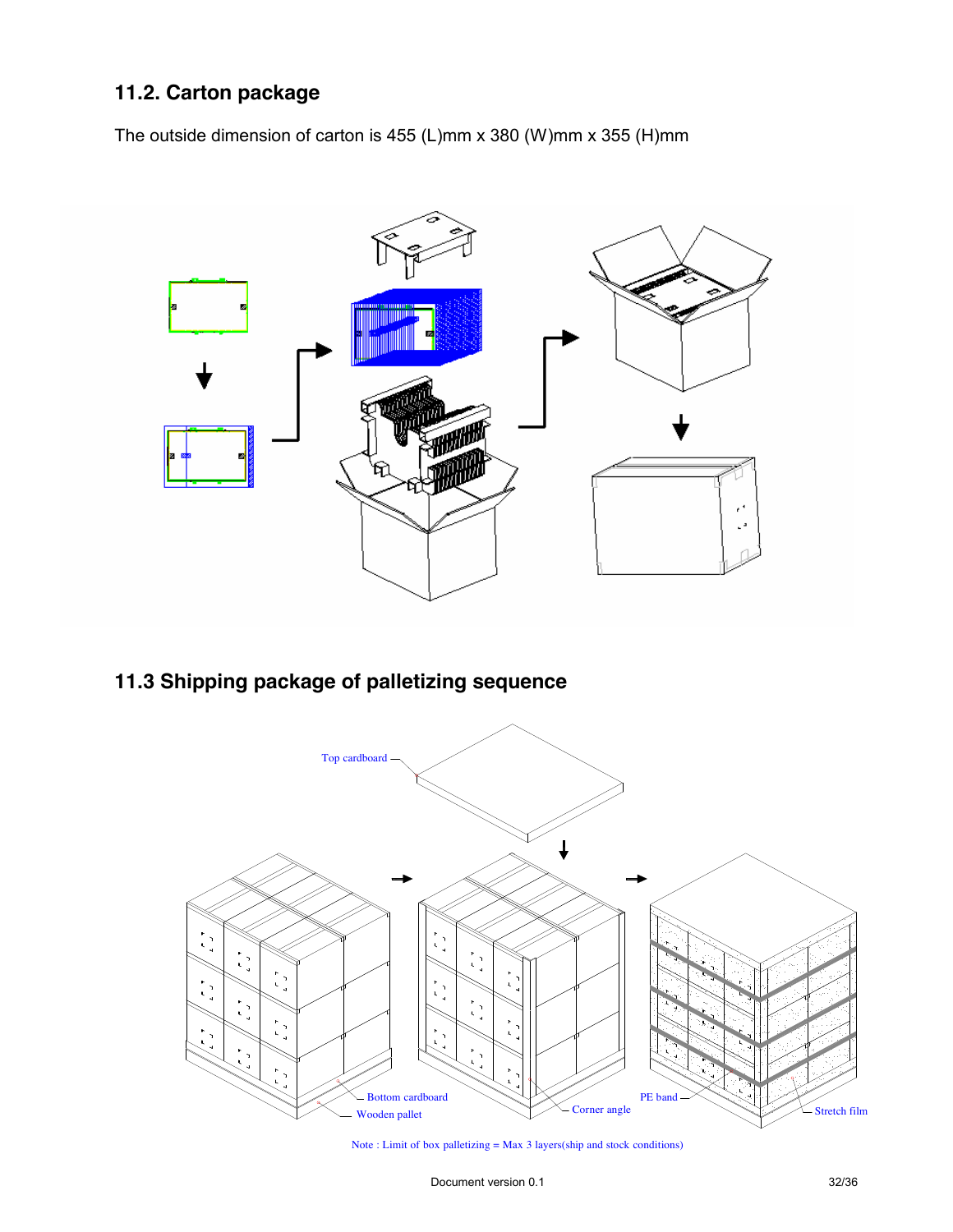## 11.2. Carton package

The outside dimension of carton is 455 (L)mm x 380 (W)mm x 355 (H)mm

## 11.3 Shipping package of palletizing sequence

Top cardboard

Bottom cardboard

Wooden pallet

Corner angle

PE band

Stretch film

Note : Limit of box palletizing = Max 3 layers(ship and stock conditions)

Document version 0.1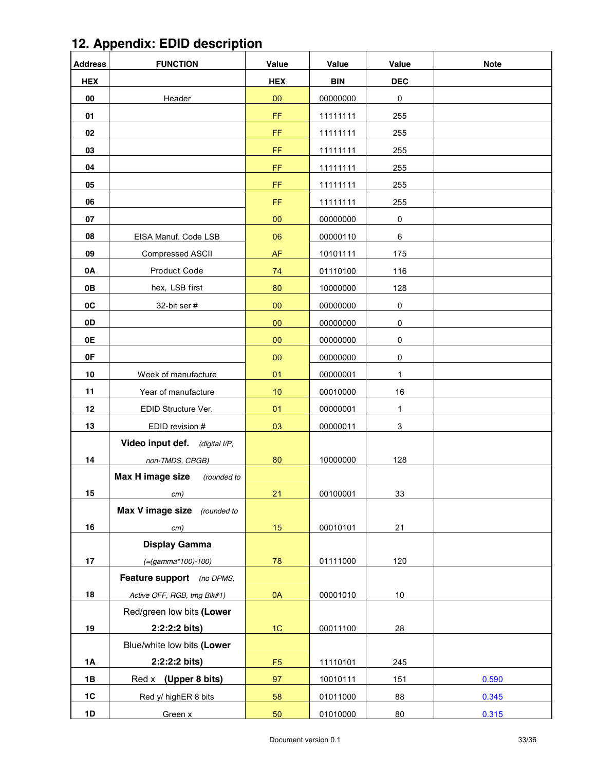## 12. Appendix: EDID description

| Address | FUNCTION | Value | Value | Value | Note |
|---|---|---|---|---|---|
| HEX | | HEX | BIN | DEC | |
| 00 | Header | 00 | 00000000 | 0 | |
| 01 | | FF | 11111111 | 255 | |
| 02 | | FF | 11111111 | 255 | |
| 03 | | FF | 11111111 | 255 | |
| 04 | | FF | 11111111 | 255 | |
| 05 | | FF | 11111111 | 255 | |
| 06 | | FF | 11111111 | 255 | |
| 07 | | 00 | 00000000 | 0 | |
| 08 | EISA Manuf. Code LSB | 06 | 00000110 | 6 | |
| 09 | Compressed ASCII | AF | 10101111 | 175 | |
| 0A | Product Code | 74 | 01110100 | 116 | |
| 0B | hex, LSB first | 80 | 10000000 | 128 | |
| 0C | 32-bit ser # | 00 | 00000000 | 0 | |
| 0D | | 00 | 00000000 | 0 | |
| 0E | | 00 | 00000000 | 0 | |
| 0F | | 00 | 00000000 | 0 | |
| 10 | Week of manufacture | 01 | 00000001 | 1 | |
| 11 | Year of manufacture | 10 | 00010000 | 16 | |
| 12 | EDID Structure Ver. | 01 | 00000001 | 1 | |
| 13 | EDID revision # | 03 | 00000011 | 3 | |
| 14 | **Video input def.** *(digital I/P, non-TMDS, CRGB)* | 80 | 10000000 | 128 | |
| 15 | **Max H image size** *(rounded to cm)* | 21 | 00100001 | 33 | |
| 16 | **Max V image size** *(rounded to cm)* | 15 | 00010101 | 21 | |
| 17 | **Display Gamma** *(=(gamma*100)-100)* | 78 | 01111000 | 120 | |
| 18 | **Feature support** *(no DPMS, Active OFF, RGB, tmg Blk#1)* | 0A | 00001010 | 10 | |
| 19 | Red/green low bits **(Lower 2:2:2:2 bits)** | 1C | 00011100 | 28 | |
| 1A | Blue/white low bits **(Lower 2:2:2:2 bits)** | F5 | 11110101 | 245 | |
| 1B | Red x **(Upper 8 bits)** | 97 | 10010111 | 151 | 0.590 |
| 1C | Red y/ highER 8 bits | 58 | 01011000 | 88 | 0.345 |
| 1D | Green x | 50 | 01010000 | 80 | 0.315 |

Document version 0.1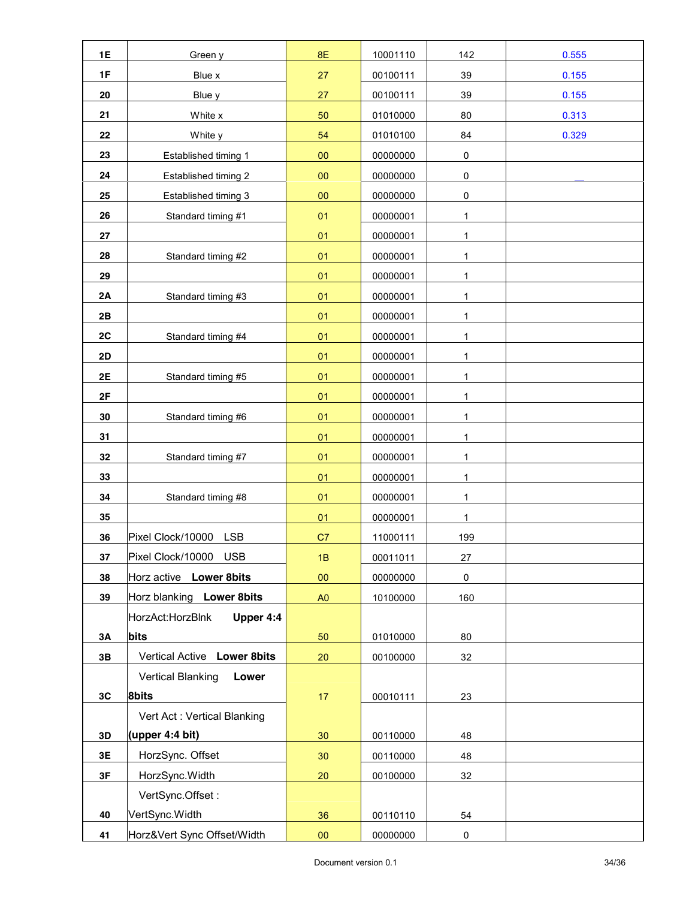| | | | | | |
|---|---|---|---|---|---|
| 1E | Green y | 8E | 10001110 | 142 | 0.555 |
| 1F | Blue x | 27 | 00100111 | 39 | 0.155 |
| 20 | Blue y | 27 | 00100111 | 39 | 0.155 |
| 21 | White x | 50 | 01010000 | 80 | 0.313 |
| 22 | White y | 54 | 01010100 | 84 | 0.329 |
| 23 | Established timing 1 | 00 | 00000000 | 0 | |
| 24 | Established timing 2 | 00 | 00000000 | 0 | |
| 25 | Established timing 3 | 00 | 00000000 | 0 | |
| 26 | Standard timing #1 | 01 | 00000001 | 1 | |
| 27 | | 01 | 00000001 | 1 | |
| 28 | Standard timing #2 | 01 | 00000001 | 1 | |
| 29 | | 01 | 00000001 | 1 | |
| 2A | Standard timing #3 | 01 | 00000001 | 1 | |
| 2B | | 01 | 00000001 | 1 | |
| 2C | Standard timing #4 | 01 | 00000001 | 1 | |
| 2D | | 01 | 00000001 | 1 | |
| 2E | Standard timing #5 | 01 | 00000001 | 1 | |
| 2F | | 01 | 00000001 | 1 | |
| 30 | Standard timing #6 | 01 | 00000001 | 1 | |
| 31 | | 01 | 00000001 | 1 | |
| 32 | Standard timing #7 | 01 | 00000001 | 1 | |
| 33 | | 01 | 00000001 | 1 | |
| 34 | Standard timing #8 | 01 | 00000001 | 1 | |
| 35 | | 01 | 00000001 | 1 | |
| 36 | Pixel Clock/10000 LSB | C7 | 11000111 | 199 | |
| 37 | Pixel Clock/10000 USB | 1B | 00011011 | 27 | |
| 38 | Horz active **Lower 8bits** | 00 | 00000000 | 0 | |
| 39 | Horz blanking **Lower 8bits** | A0 | 10100000 | 160 | |
| 3A | HorzAct:HorzBlnk **Upper 4:4 bits** | 50 | 01010000 | 80 | |
| 3B | Vertical Active **Lower 8bits** | 20 | 00100000 | 32 | |
| 3C | Vertical Blanking **Lower 8bits** | 17 | 00010111 | 23 | |
| 3D | Vert Act : Vertical Blanking **(upper 4:4 bit)** | 30 | 00110000 | 48 | |
| 3E | HorzSync. Offset | 30 | 00110000 | 48 | |
| 3F | HorzSync.Width | 20 | 00100000 | 32 | |
| 40 | VertSync.Offset : VertSync.Width | 36 | 00110110 | 54 | |
| 41 | Horz&Vert Sync Offset/Width | 00 | 00000000 | 0 | |

Document version 0.1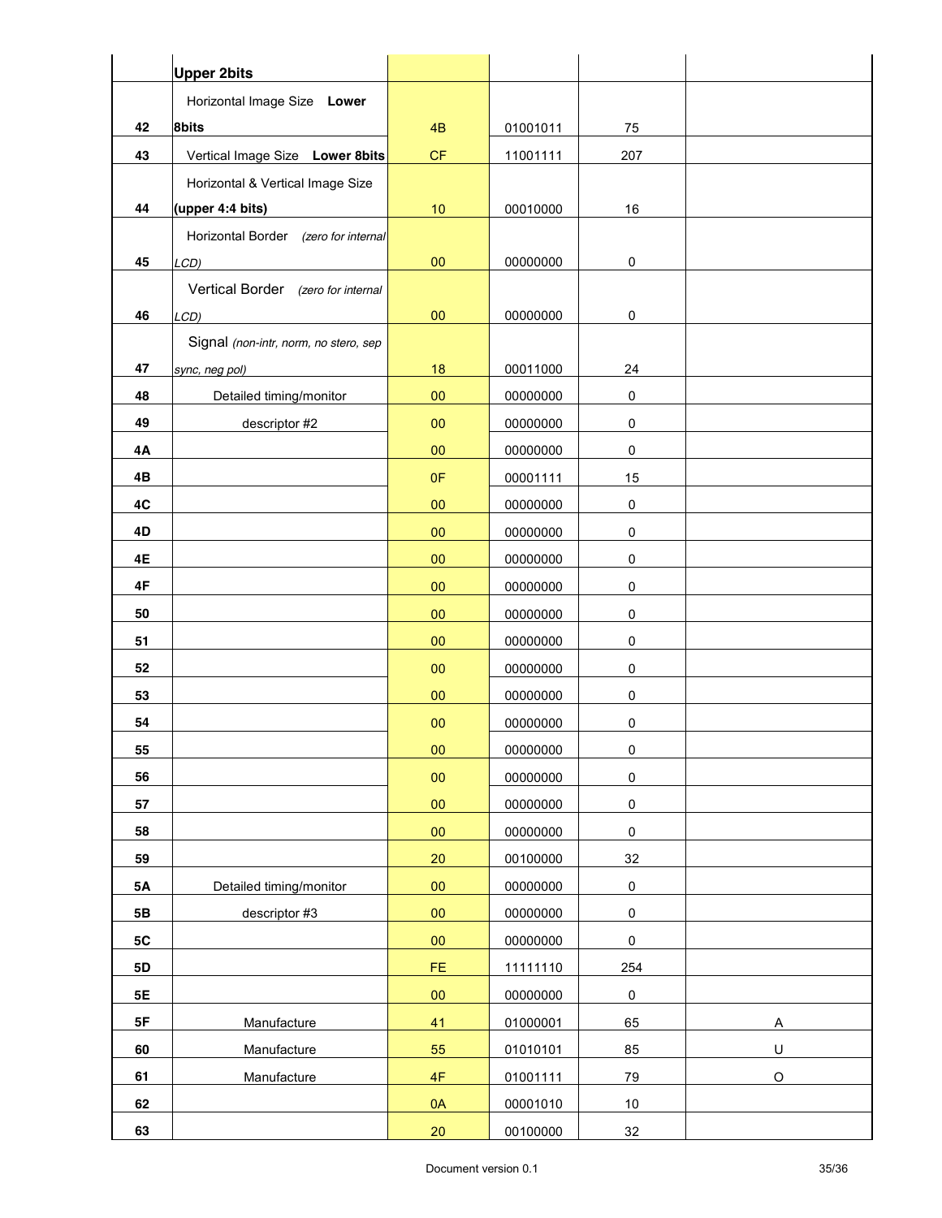| | | | | | |
|---|---|---|---|---|---|
| | **Upper 2bits** | | | | |
| 42 | Horizontal Image Size **Lower 8bits** | 4B | 01001011 | 75 | |
| 43 | Vertical Image Size **Lower 8bits** | CF | 11001111 | 207 | |
| 44 | Horizontal & Vertical Image Size **(upper 4:4 bits)** | 10 | 00010000 | 16 | |
| 45 | Horizontal Border *(zero for internal LCD)* | 00 | 00000000 | 0 | |
| 46 | Vertical Border *(zero for internal LCD)* | 00 | 00000000 | 0 | |
| 47 | Signal *(non-intr, norm, no stero, sep sync, neg pol)* | 18 | 00011000 | 24 | |
| 48 | Detailed timing/monitor | 00 | 00000000 | 0 | |
| 49 | descriptor #2 | 00 | 00000000 | 0 | |
| 4A | | 00 | 00000000 | 0 | |
| 4B | | 0F | 00001111 | 15 | |
| 4C | | 00 | 00000000 | 0 | |
| 4D | | 00 | 00000000 | 0 | |
| 4E | | 00 | 00000000 | 0 | |
| 4F | | 00 | 00000000 | 0 | |
| 50 | | 00 | 00000000 | 0 | |
| 51 | | 00 | 00000000 | 0 | |
| 52 | | 00 | 00000000 | 0 | |
| 53 | | 00 | 00000000 | 0 | |
| 54 | | 00 | 00000000 | 0 | |
| 55 | | 00 | 00000000 | 0 | |
| 56 | | 00 | 00000000 | 0 | |
| 57 | | 00 | 00000000 | 0 | |
| 58 | | 00 | 00000000 | 0 | |
| 59 | | 20 | 00100000 | 32 | |
| 5A | Detailed timing/monitor | 00 | 00000000 | 0 | |
| 5B | descriptor #3 | 00 | 00000000 | 0 | |
| 5C | | 00 | 00000000 | 0 | |
| 5D | | FE | 11111110 | 254 | |
| 5E | | 00 | 00000000 | 0 | |
| 5F | Manufacture | 41 | 01000001 | 65 | A |
| 60 | Manufacture | 55 | 01010101 | 85 | U |
| 61 | Manufacture | 4F | 01001111 | 79 | O |
| 62 | | 0A | 00001010 | 10 | |
| 63 | | 20 | 00100000 | 32 | |

Document version 0.1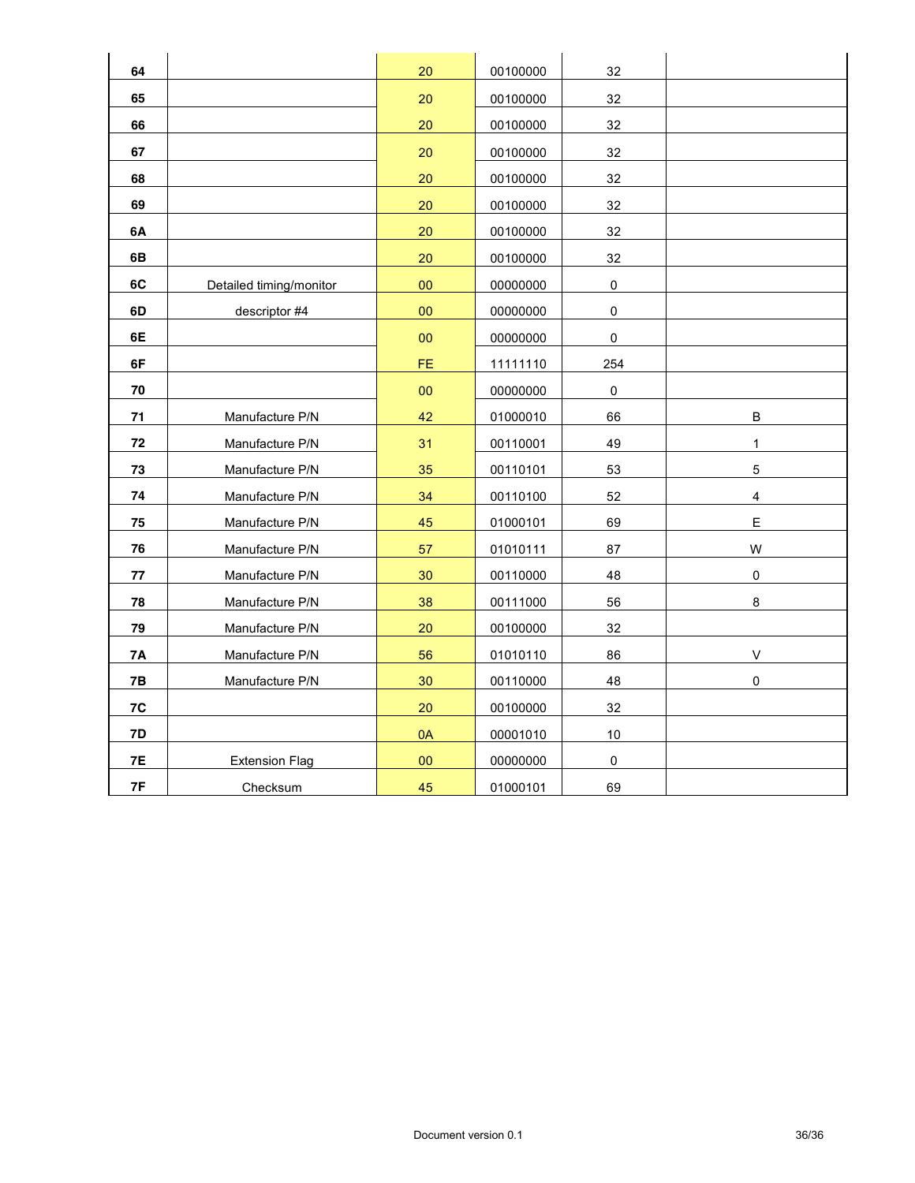| | | | | | |
|---|---|---|---|---|---|
| **64** | | 20 | 00100000 | 32 | |
| **65** | | 20 | 00100000 | 32 | |
| **66** | | 20 | 00100000 | 32 | |
| **67** | | 20 | 00100000 | 32 | |
| **68** | | 20 | 00100000 | 32 | |
| **69** | | 20 | 00100000 | 32 | |
| **6A** | | 20 | 00100000 | 32 | |
| **6B** | | 20 | 00100000 | 32 | |
| **6C** | Detailed timing/monitor | 00 | 00000000 | 0 | |
| **6D** | descriptor #4 | 00 | 00000000 | 0 | |
| **6E** | | 00 | 00000000 | 0 | |
| **6F** | | FE | 11111110 | 254 | |
| **70** | | 00 | 00000000 | 0 | |
| **71** | Manufacture P/N | 42 | 01000010 | 66 | B |
| **72** | Manufacture P/N | 31 | 00110001 | 49 | 1 |
| **73** | Manufacture P/N | 35 | 00110101 | 53 | 5 |
| **74** | Manufacture P/N | 34 | 00110100 | 52 | 4 |
| **75** | Manufacture P/N | 45 | 01000101 | 69 | E |
| **76** | Manufacture P/N | 57 | 01010111 | 87 | W |
| **77** | Manufacture P/N | 30 | 00110000 | 48 | 0 |
| **78** | Manufacture P/N | 38 | 00111000 | 56 | 8 |
| **79** | Manufacture P/N | 20 | 00100000 | 32 | |
| **7A** | Manufacture P/N | 56 | 01010110 | 86 | V |
| **7B** | Manufacture P/N | 30 | 00110000 | 48 | 0 |
| **7C** | | 20 | 00100000 | 32 | |
| **7D** | | 0A | 00001010 | 10 | |
| **7E** | Extension Flag | 00 | 00000000 | 0 | |
| **7F** | Checksum | 45 | 01000101 | 69 | |

Document version 0.1